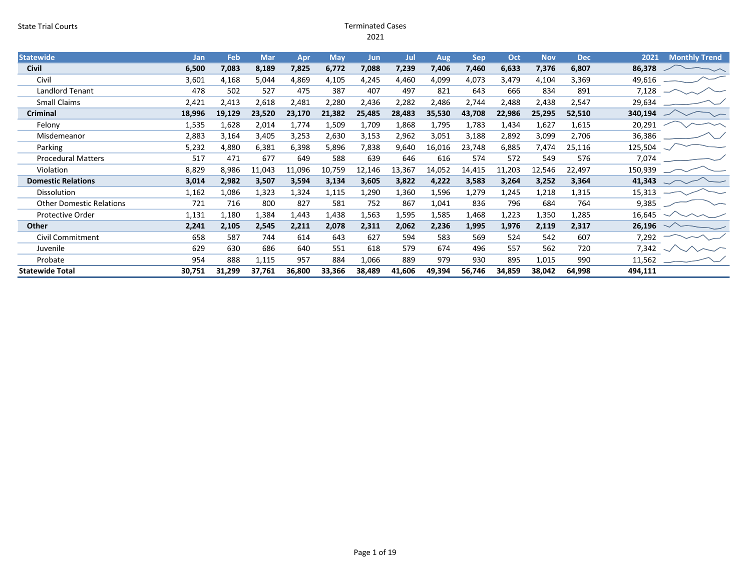State Trial Courts

Terminated Cases
2021

| Statewide | Jan | Feb | Mar | Apr | May | Jun | Jul | Aug | Sep | Oct | Nov | Dec | 2021 | Monthly Trend |
|---|---|---|---|---|---|---|---|---|---|---|---|---|---|---|
| **Civil** | **6,500** | **7,083** | **8,189** | **7,825** | **6,772** | **7,088** | **7,239** | **7,406** | **7,460** | **6,633** | **7,376** | **6,807** | **86,378** | |
| Civil | 3,601 | 4,168 | 5,044 | 4,869 | 4,105 | 4,245 | 4,460 | 4,099 | 4,073 | 3,479 | 4,104 | 3,369 | 49,616 | |
| Landlord Tenant | 478 | 502 | 527 | 475 | 387 | 407 | 497 | 821 | 643 | 666 | 834 | 891 | 7,128 | |
| Small Claims | 2,421 | 2,413 | 2,618 | 2,481 | 2,280 | 2,436 | 2,282 | 2,486 | 2,744 | 2,488 | 2,438 | 2,547 | 29,634 | |
| **Criminal** | **18,996** | **19,129** | **23,520** | **23,170** | **21,382** | **25,485** | **28,483** | **35,530** | **43,708** | **22,986** | **25,295** | **52,510** | **340,194** | |
| Felony | 1,535 | 1,628 | 2,014 | 1,774 | 1,509 | 1,709 | 1,868 | 1,795 | 1,783 | 1,434 | 1,627 | 1,615 | 20,291 | |
| Misdemeanor | 2,883 | 3,164 | 3,405 | 3,253 | 2,630 | 3,153 | 2,962 | 3,051 | 3,188 | 2,892 | 3,099 | 2,706 | 36,386 | |
| Parking | 5,232 | 4,880 | 6,381 | 6,398 | 5,896 | 7,838 | 9,640 | 16,016 | 23,748 | 6,885 | 7,474 | 25,116 | 125,504 | |
| Procedural Matters | 517 | 471 | 677 | 649 | 588 | 639 | 646 | 616 | 574 | 572 | 549 | 576 | 7,074 | |
| Violation | 8,829 | 8,986 | 11,043 | 11,096 | 10,759 | 12,146 | 13,367 | 14,052 | 14,415 | 11,203 | 12,546 | 22,497 | 150,939 | |
| **Domestic Relations** | **3,014** | **2,982** | **3,507** | **3,594** | **3,134** | **3,605** | **3,822** | **4,222** | **3,583** | **3,264** | **3,252** | **3,364** | **41,343** | |
| Dissolution | 1,162 | 1,086 | 1,323 | 1,324 | 1,115 | 1,290 | 1,360 | 1,596 | 1,279 | 1,245 | 1,218 | 1,315 | 15,313 | |
| Other Domestic Relations | 721 | 716 | 800 | 827 | 581 | 752 | 867 | 1,041 | 836 | 796 | 684 | 764 | 9,385 | |
| Protective Order | 1,131 | 1,180 | 1,384 | 1,443 | 1,438 | 1,563 | 1,595 | 1,585 | 1,468 | 1,223 | 1,350 | 1,285 | 16,645 | |
| **Other** | **2,241** | **2,105** | **2,545** | **2,211** | **2,078** | **2,311** | **2,062** | **2,236** | **1,995** | **1,976** | **2,119** | **2,317** | **26,196** | |
| Civil Commitment | 658 | 587 | 744 | 614 | 643 | 627 | 594 | 583 | 569 | 524 | 542 | 607 | 7,292 | |
| Juvenile | 629 | 630 | 686 | 640 | 551 | 618 | 579 | 674 | 496 | 557 | 562 | 720 | 7,342 | |
| Probate | 954 | 888 | 1,115 | 957 | 884 | 1,066 | 889 | 979 | 930 | 895 | 1,015 | 990 | 11,562 | |
| **Statewide Total** | **30,751** | **31,299** | **37,761** | **36,800** | **33,366** | **38,489** | **41,606** | **49,394** | **56,746** | **34,859** | **38,042** | **64,998** | **494,111** | |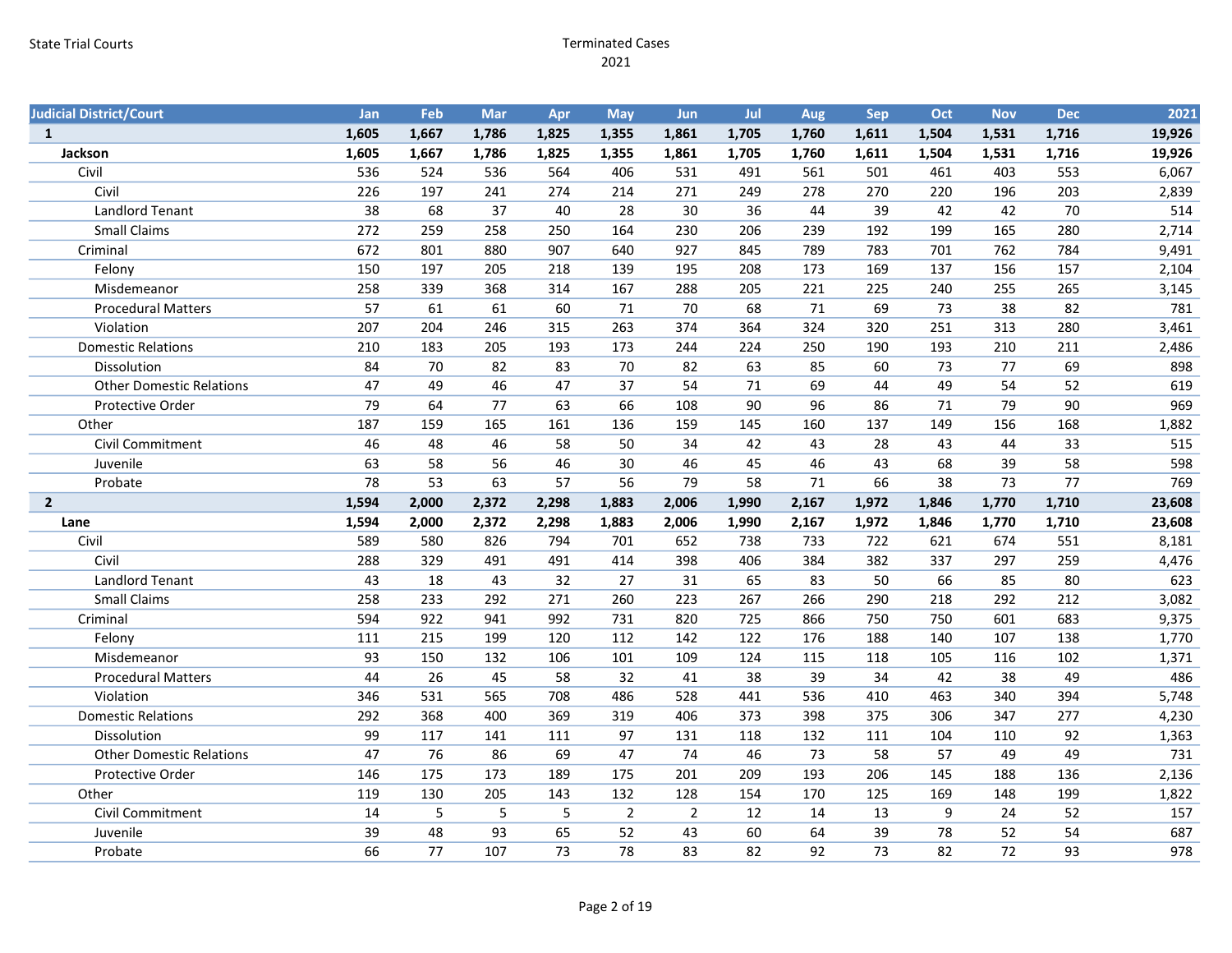State Trial Courts

Terminated Cases
2021

| Judicial District/Court | Jan | Feb | Mar | Apr | May | Jun | Jul | Aug | Sep | Oct | Nov | Dec | 2021 |
|---|---|---|---|---|---|---|---|---|---|---|---|---|---|
| **1** | **1,605** | **1,667** | **1,786** | **1,825** | **1,355** | **1,861** | **1,705** | **1,760** | **1,611** | **1,504** | **1,531** | **1,716** | **19,926** |
| **Jackson** | **1,605** | **1,667** | **1,786** | **1,825** | **1,355** | **1,861** | **1,705** | **1,760** | **1,611** | **1,504** | **1,531** | **1,716** | **19,926** |
| Civil | 536 | 524 | 536 | 564 | 406 | 531 | 491 | 561 | 501 | 461 | 403 | 553 | 6,067 |
| Civil | 226 | 197 | 241 | 274 | 214 | 271 | 249 | 278 | 270 | 220 | 196 | 203 | 2,839 |
| Landlord Tenant | 38 | 68 | 37 | 40 | 28 | 30 | 36 | 44 | 39 | 42 | 42 | 70 | 514 |
| Small Claims | 272 | 259 | 258 | 250 | 164 | 230 | 206 | 239 | 192 | 199 | 165 | 280 | 2,714 |
| Criminal | 672 | 801 | 880 | 907 | 640 | 927 | 845 | 789 | 783 | 701 | 762 | 784 | 9,491 |
| Felony | 150 | 197 | 205 | 218 | 139 | 195 | 208 | 173 | 169 | 137 | 156 | 157 | 2,104 |
| Misdemeanor | 258 | 339 | 368 | 314 | 167 | 288 | 205 | 221 | 225 | 240 | 255 | 265 | 3,145 |
| Procedural Matters | 57 | 61 | 61 | 60 | 71 | 70 | 68 | 71 | 69 | 73 | 38 | 82 | 781 |
| Violation | 207 | 204 | 246 | 315 | 263 | 374 | 364 | 324 | 320 | 251 | 313 | 280 | 3,461 |
| Domestic Relations | 210 | 183 | 205 | 193 | 173 | 244 | 224 | 250 | 190 | 193 | 210 | 211 | 2,486 |
| Dissolution | 84 | 70 | 82 | 83 | 70 | 82 | 63 | 85 | 60 | 73 | 77 | 69 | 898 |
| Other Domestic Relations | 47 | 49 | 46 | 47 | 37 | 54 | 71 | 69 | 44 | 49 | 54 | 52 | 619 |
| Protective Order | 79 | 64 | 77 | 63 | 66 | 108 | 90 | 96 | 86 | 71 | 79 | 90 | 969 |
| Other | 187 | 159 | 165 | 161 | 136 | 159 | 145 | 160 | 137 | 149 | 156 | 168 | 1,882 |
| Civil Commitment | 46 | 48 | 46 | 58 | 50 | 34 | 42 | 43 | 28 | 43 | 44 | 33 | 515 |
| Juvenile | 63 | 58 | 56 | 46 | 30 | 46 | 45 | 46 | 43 | 68 | 39 | 58 | 598 |
| Probate | 78 | 53 | 63 | 57 | 56 | 79 | 58 | 71 | 66 | 38 | 73 | 77 | 769 |
| **2** | **1,594** | **2,000** | **2,372** | **2,298** | **1,883** | **2,006** | **1,990** | **2,167** | **1,972** | **1,846** | **1,770** | **1,710** | **23,608** |
| **Lane** | **1,594** | **2,000** | **2,372** | **2,298** | **1,883** | **2,006** | **1,990** | **2,167** | **1,972** | **1,846** | **1,770** | **1,710** | **23,608** |
| Civil | 589 | 580 | 826 | 794 | 701 | 652 | 738 | 733 | 722 | 621 | 674 | 551 | 8,181 |
| Civil | 288 | 329 | 491 | 491 | 414 | 398 | 406 | 384 | 382 | 337 | 297 | 259 | 4,476 |
| Landlord Tenant | 43 | 18 | 43 | 32 | 27 | 31 | 65 | 83 | 50 | 66 | 85 | 80 | 623 |
| Small Claims | 258 | 233 | 292 | 271 | 260 | 223 | 267 | 266 | 290 | 218 | 292 | 212 | 3,082 |
| Criminal | 594 | 922 | 941 | 992 | 731 | 820 | 725 | 866 | 750 | 750 | 601 | 683 | 9,375 |
| Felony | 111 | 215 | 199 | 120 | 112 | 142 | 122 | 176 | 188 | 140 | 107 | 138 | 1,770 |
| Misdemeanor | 93 | 150 | 132 | 106 | 101 | 109 | 124 | 115 | 118 | 105 | 116 | 102 | 1,371 |
| Procedural Matters | 44 | 26 | 45 | 58 | 32 | 41 | 38 | 39 | 34 | 42 | 38 | 49 | 486 |
| Violation | 346 | 531 | 565 | 708 | 486 | 528 | 441 | 536 | 410 | 463 | 340 | 394 | 5,748 |
| Domestic Relations | 292 | 368 | 400 | 369 | 319 | 406 | 373 | 398 | 375 | 306 | 347 | 277 | 4,230 |
| Dissolution | 99 | 117 | 141 | 111 | 97 | 131 | 118 | 132 | 111 | 104 | 110 | 92 | 1,363 |
| Other Domestic Relations | 47 | 76 | 86 | 69 | 47 | 74 | 46 | 73 | 58 | 57 | 49 | 49 | 731 |
| Protective Order | 146 | 175 | 173 | 189 | 175 | 201 | 209 | 193 | 206 | 145 | 188 | 136 | 2,136 |
| Other | 119 | 130 | 205 | 143 | 132 | 128 | 154 | 170 | 125 | 169 | 148 | 199 | 1,822 |
| Civil Commitment | 14 | 5 | 5 | 5 | 2 | 2 | 12 | 14 | 13 | 9 | 24 | 52 | 157 |
| Juvenile | 39 | 48 | 93 | 65 | 52 | 43 | 60 | 64 | 39 | 78 | 52 | 54 | 687 |
| Probate | 66 | 77 | 107 | 73 | 78 | 83 | 82 | 92 | 73 | 82 | 72 | 93 | 978 |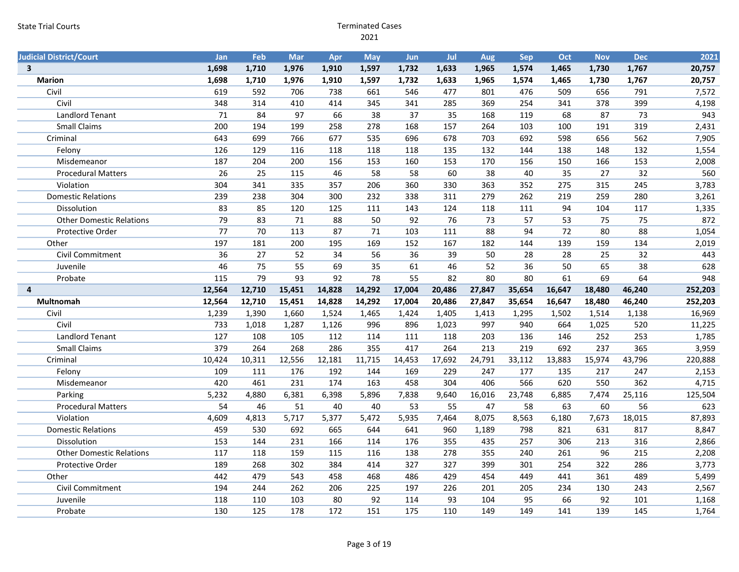State Trial Courts

Terminated Cases
2021

| Judicial District/Court | Jan | Feb | Mar | Apr | May | Jun | Jul | Aug | Sep | Oct | Nov | Dec | 2021 |
|---|---|---|---|---|---|---|---|---|---|---|---|---|---|
| **3** | **1,698** | **1,710** | **1,976** | **1,910** | **1,597** | **1,732** | **1,633** | **1,965** | **1,574** | **1,465** | **1,730** | **1,767** | **20,757** |
| **Marion** | **1,698** | **1,710** | **1,976** | **1,910** | **1,597** | **1,732** | **1,633** | **1,965** | **1,574** | **1,465** | **1,730** | **1,767** | **20,757** |
| Civil | 619 | 592 | 706 | 738 | 661 | 546 | 477 | 801 | 476 | 509 | 656 | 791 | 7,572 |
| Civil | 348 | 314 | 410 | 414 | 345 | 341 | 285 | 369 | 254 | 341 | 378 | 399 | 4,198 |
| Landlord Tenant | 71 | 84 | 97 | 66 | 38 | 37 | 35 | 168 | 119 | 68 | 87 | 73 | 943 |
| Small Claims | 200 | 194 | 199 | 258 | 278 | 168 | 157 | 264 | 103 | 100 | 191 | 319 | 2,431 |
| Criminal | 643 | 699 | 766 | 677 | 535 | 696 | 678 | 703 | 692 | 598 | 656 | 562 | 7,905 |
| Felony | 126 | 129 | 116 | 118 | 118 | 118 | 135 | 132 | 144 | 138 | 148 | 132 | 1,554 |
| Misdemeanor | 187 | 204 | 200 | 156 | 153 | 160 | 153 | 170 | 156 | 150 | 166 | 153 | 2,008 |
| Procedural Matters | 26 | 25 | 115 | 46 | 58 | 58 | 60 | 38 | 40 | 35 | 27 | 32 | 560 |
| Violation | 304 | 341 | 335 | 357 | 206 | 360 | 330 | 363 | 352 | 275 | 315 | 245 | 3,783 |
| Domestic Relations | 239 | 238 | 304 | 300 | 232 | 338 | 311 | 279 | 262 | 219 | 259 | 280 | 3,261 |
| Dissolution | 83 | 85 | 120 | 125 | 111 | 143 | 124 | 118 | 111 | 94 | 104 | 117 | 1,335 |
| Other Domestic Relations | 79 | 83 | 71 | 88 | 50 | 92 | 76 | 73 | 57 | 53 | 75 | 75 | 872 |
| Protective Order | 77 | 70 | 113 | 87 | 71 | 103 | 111 | 88 | 94 | 72 | 80 | 88 | 1,054 |
| Other | 197 | 181 | 200 | 195 | 169 | 152 | 167 | 182 | 144 | 139 | 159 | 134 | 2,019 |
| Civil Commitment | 36 | 27 | 52 | 34 | 56 | 36 | 39 | 50 | 28 | 28 | 25 | 32 | 443 |
| Juvenile | 46 | 75 | 55 | 69 | 35 | 61 | 46 | 52 | 36 | 50 | 65 | 38 | 628 |
| Probate | 115 | 79 | 93 | 92 | 78 | 55 | 82 | 80 | 80 | 61 | 69 | 64 | 948 |
| **4** | **12,564** | **12,710** | **15,451** | **14,828** | **14,292** | **17,004** | **20,486** | **27,847** | **35,654** | **16,647** | **18,480** | **46,240** | **252,203** |
| **Multnomah** | **12,564** | **12,710** | **15,451** | **14,828** | **14,292** | **17,004** | **20,486** | **27,847** | **35,654** | **16,647** | **18,480** | **46,240** | **252,203** |
| Civil | 1,239 | 1,390 | 1,660 | 1,524 | 1,465 | 1,424 | 1,405 | 1,413 | 1,295 | 1,502 | 1,514 | 1,138 | 16,969 |
| Civil | 733 | 1,018 | 1,287 | 1,126 | 996 | 896 | 1,023 | 997 | 940 | 664 | 1,025 | 520 | 11,225 |
| Landlord Tenant | 127 | 108 | 105 | 112 | 114 | 111 | 118 | 203 | 136 | 146 | 252 | 253 | 1,785 |
| Small Claims | 379 | 264 | 268 | 286 | 355 | 417 | 264 | 213 | 219 | 692 | 237 | 365 | 3,959 |
| Criminal | 10,424 | 10,311 | 12,556 | 12,181 | 11,715 | 14,453 | 17,692 | 24,791 | 33,112 | 13,883 | 15,974 | 43,796 | 220,888 |
| Felony | 109 | 111 | 176 | 192 | 144 | 169 | 229 | 247 | 177 | 135 | 217 | 247 | 2,153 |
| Misdemeanor | 420 | 461 | 231 | 174 | 163 | 458 | 304 | 406 | 566 | 620 | 550 | 362 | 4,715 |
| Parking | 5,232 | 4,880 | 6,381 | 6,398 | 5,896 | 7,838 | 9,640 | 16,016 | 23,748 | 6,885 | 7,474 | 25,116 | 125,504 |
| Procedural Matters | 54 | 46 | 51 | 40 | 40 | 53 | 55 | 47 | 58 | 63 | 60 | 56 | 623 |
| Violation | 4,609 | 4,813 | 5,717 | 5,377 | 5,472 | 5,935 | 7,464 | 8,075 | 8,563 | 6,180 | 7,673 | 18,015 | 87,893 |
| Domestic Relations | 459 | 530 | 692 | 665 | 644 | 641 | 960 | 1,189 | 798 | 821 | 631 | 817 | 8,847 |
| Dissolution | 153 | 144 | 231 | 166 | 114 | 176 | 355 | 435 | 257 | 306 | 213 | 316 | 2,866 |
| Other Domestic Relations | 117 | 118 | 159 | 115 | 116 | 138 | 278 | 355 | 240 | 261 | 96 | 215 | 2,208 |
| Protective Order | 189 | 268 | 302 | 384 | 414 | 327 | 327 | 399 | 301 | 254 | 322 | 286 | 3,773 |
| Other | 442 | 479 | 543 | 458 | 468 | 486 | 429 | 454 | 449 | 441 | 361 | 489 | 5,499 |
| Civil Commitment | 194 | 244 | 262 | 206 | 225 | 197 | 226 | 201 | 205 | 234 | 130 | 243 | 2,567 |
| Juvenile | 118 | 110 | 103 | 80 | 92 | 114 | 93 | 104 | 95 | 66 | 92 | 101 | 1,168 |
| Probate | 130 | 125 | 178 | 172 | 151 | 175 | 110 | 149 | 149 | 141 | 139 | 145 | 1,764 |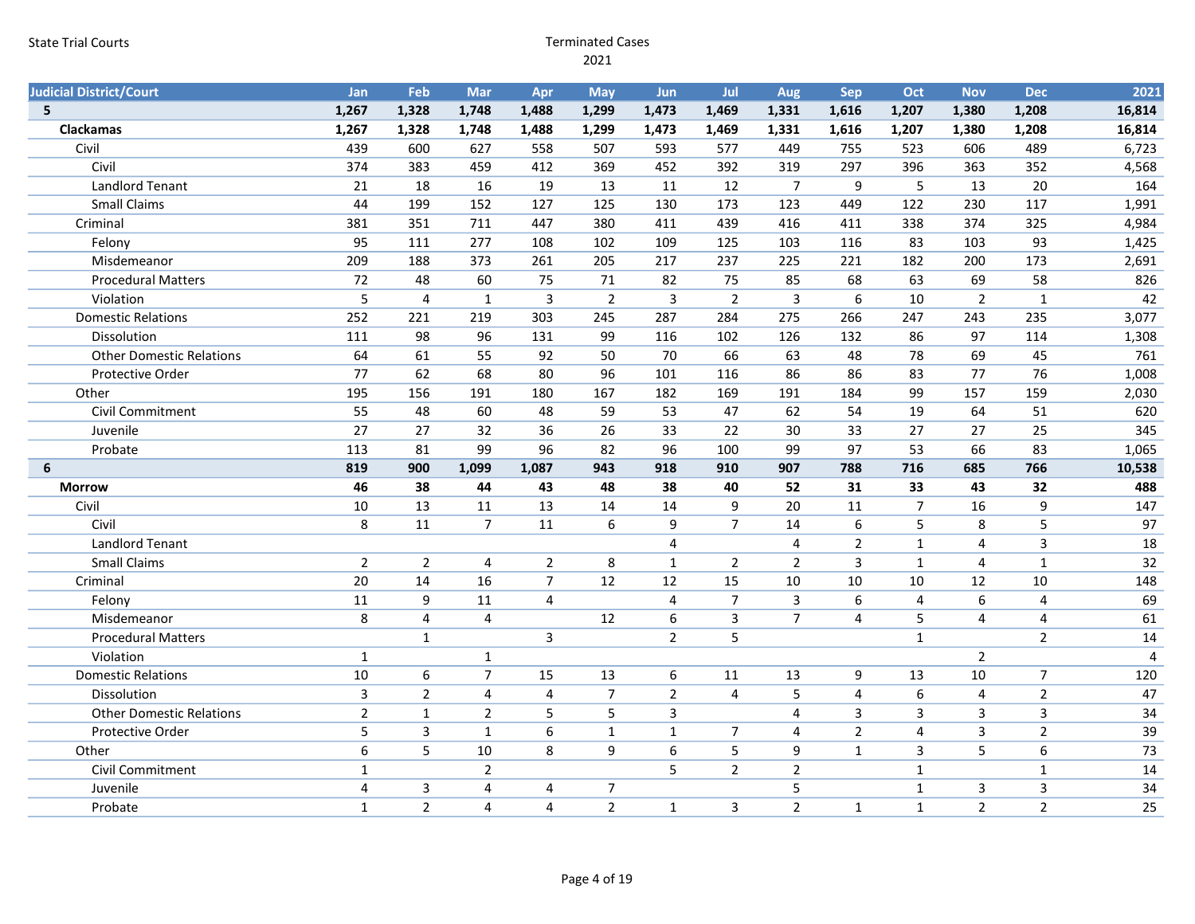State Trial Courts

# Terminated Cases
## 2021

| Judicial District/Court | Jan | Feb | Mar | Apr | May | Jun | Jul | Aug | Sep | Oct | Nov | Dec | 2021 |
|---|---|---|---|---|---|---|---|---|---|---|---|---|---|
| **5** | **1,267** | **1,328** | **1,748** | **1,488** | **1,299** | **1,473** | **1,469** | **1,331** | **1,616** | **1,207** | **1,380** | **1,208** | **16,814** |
| **Clackamas** | **1,267** | **1,328** | **1,748** | **1,488** | **1,299** | **1,473** | **1,469** | **1,331** | **1,616** | **1,207** | **1,380** | **1,208** | **16,814** |
| Civil | 439 | 600 | 627 | 558 | 507 | 593 | 577 | 449 | 755 | 523 | 606 | 489 | 6,723 |
| Civil | 374 | 383 | 459 | 412 | 369 | 452 | 392 | 319 | 297 | 396 | 363 | 352 | 4,568 |
| Landlord Tenant | 21 | 18 | 16 | 19 | 13 | 11 | 12 | 7 | 9 | 5 | 13 | 20 | 164 |
| Small Claims | 44 | 199 | 152 | 127 | 125 | 130 | 173 | 123 | 449 | 122 | 230 | 117 | 1,991 |
| Criminal | 381 | 351 | 711 | 447 | 380 | 411 | 439 | 416 | 411 | 338 | 374 | 325 | 4,984 |
| Felony | 95 | 111 | 277 | 108 | 102 | 109 | 125 | 103 | 116 | 83 | 103 | 93 | 1,425 |
| Misdemeanor | 209 | 188 | 373 | 261 | 205 | 217 | 237 | 225 | 221 | 182 | 200 | 173 | 2,691 |
| Procedural Matters | 72 | 48 | 60 | 75 | 71 | 82 | 75 | 85 | 68 | 63 | 69 | 58 | 826 |
| Violation | 5 | 4 | 1 | 3 | 2 | 3 | 2 | 3 | 6 | 10 | 2 | 1 | 42 |
| Domestic Relations | 252 | 221 | 219 | 303 | 245 | 287 | 284 | 275 | 266 | 247 | 243 | 235 | 3,077 |
| Dissolution | 111 | 98 | 96 | 131 | 99 | 116 | 102 | 126 | 132 | 86 | 97 | 114 | 1,308 |
| Other Domestic Relations | 64 | 61 | 55 | 92 | 50 | 70 | 66 | 63 | 48 | 78 | 69 | 45 | 761 |
| Protective Order | 77 | 62 | 68 | 80 | 96 | 101 | 116 | 86 | 86 | 83 | 77 | 76 | 1,008 |
| Other | 195 | 156 | 191 | 180 | 167 | 182 | 169 | 191 | 184 | 99 | 157 | 159 | 2,030 |
| Civil Commitment | 55 | 48 | 60 | 48 | 59 | 53 | 47 | 62 | 54 | 19 | 64 | 51 | 620 |
| Juvenile | 27 | 27 | 32 | 36 | 26 | 33 | 22 | 30 | 33 | 27 | 27 | 25 | 345 |
| Probate | 113 | 81 | 99 | 96 | 82 | 96 | 100 | 99 | 97 | 53 | 66 | 83 | 1,065 |
| **6** | **819** | **900** | **1,099** | **1,087** | **943** | **918** | **910** | **907** | **788** | **716** | **685** | **766** | **10,538** |
| **Morrow** | **46** | **38** | **44** | **43** | **48** | **38** | **40** | **52** | **31** | **33** | **43** | **32** | **488** |
| Civil | 10 | 13 | 11 | 13 | 14 | 14 | 9 | 20 | 11 | 7 | 16 | 9 | 147 |
| Civil | 8 | 11 | 7 | 11 | 6 | 9 | 7 | 14 | 6 | 5 | 8 | 5 | 97 |
| Landlord Tenant | | | | | | 4 | | 4 | 2 | 1 | 4 | 3 | 18 |
| Small Claims | 2 | 2 | 4 | 2 | 8 | 1 | 2 | 2 | 3 | 1 | 4 | 1 | 32 |
| Criminal | 20 | 14 | 16 | 7 | 12 | 12 | 15 | 10 | 10 | 10 | 12 | 10 | 148 |
| Felony | 11 | 9 | 11 | 4 | | 4 | 7 | 3 | 6 | 4 | 6 | 4 | 69 |
| Misdemeanor | 8 | 4 | 4 | | 12 | 6 | 3 | 7 | 4 | 5 | 4 | 4 | 61 |
| Procedural Matters | | 1 | | 3 | | 2 | 5 | | | 1 | | 2 | 14 |
| Violation | 1 | | 1 | | | | | | | | 2 | | 4 |
| Domestic Relations | 10 | 6 | 7 | 15 | 13 | 6 | 11 | 13 | 9 | 13 | 10 | 7 | 120 |
| Dissolution | 3 | 2 | 4 | 4 | 7 | 2 | 4 | 5 | 4 | 6 | 4 | 2 | 47 |
| Other Domestic Relations | 2 | 1 | 2 | 5 | 5 | 3 | | 4 | 3 | 3 | 3 | 3 | 34 |
| Protective Order | 5 | 3 | 1 | 6 | 1 | 1 | 7 | 4 | 2 | 4 | 3 | 2 | 39 |
| Other | 6 | 5 | 10 | 8 | 9 | 6 | 5 | 9 | 1 | 3 | 5 | 6 | 73 |
| Civil Commitment | 1 | | 2 | | | 5 | 2 | 2 | | 1 | | 1 | 14 |
| Juvenile | 4 | 3 | 4 | 4 | 7 | | | 5 | | 1 | 3 | 3 | 34 |
| Probate | 1 | 2 | 4 | 4 | 2 | 1 | 3 | 2 | 1 | 1 | 2 | 2 | 25 |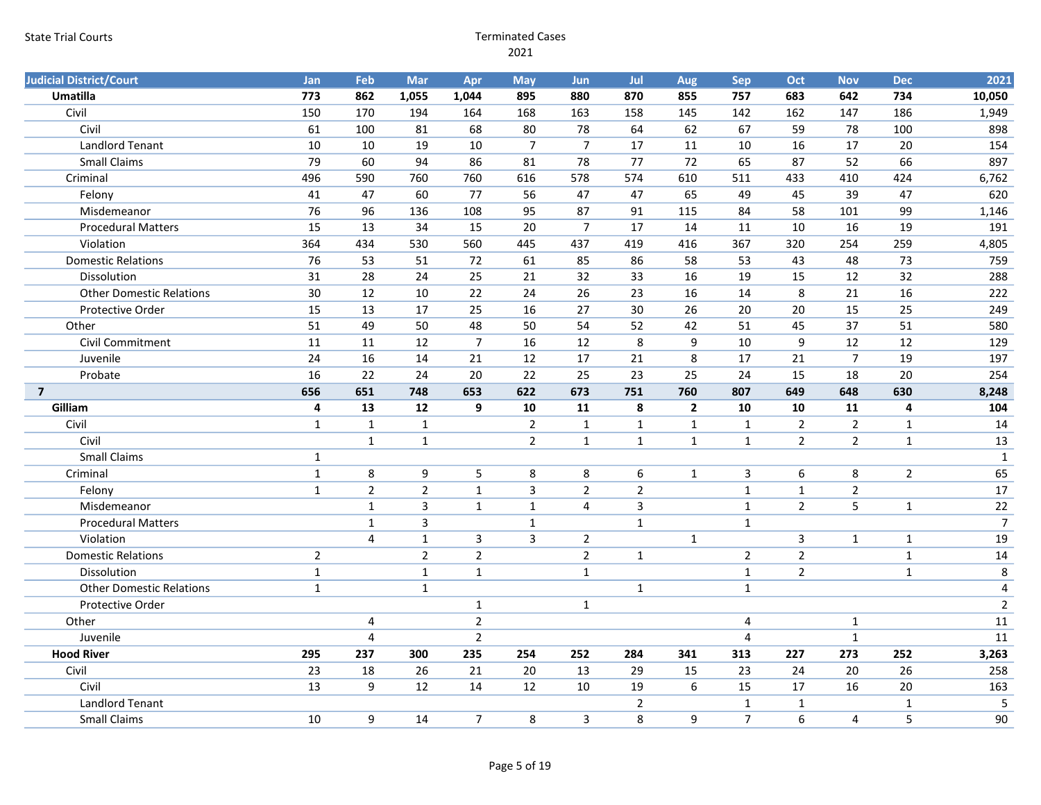# Terminated Cases

2021

| Judicial District/Court | Jan | Feb | Mar | Apr | May | Jun | Jul | Aug | Sep | Oct | Nov | Dec | 2021 |
|---|---|---|---|---|---|---|---|---|---|---|---|---|---|
| **Umatilla** | **773** | **862** | **1,055** | **1,044** | **895** | **880** | **870** | **855** | **757** | **683** | **642** | **734** | **10,050** |
| Civil | 150 | 170 | 194 | 164 | 168 | 163 | 158 | 145 | 142 | 162 | 147 | 186 | 1,949 |
| Civil | 61 | 100 | 81 | 68 | 80 | 78 | 64 | 62 | 67 | 59 | 78 | 100 | 898 |
| Landlord Tenant | 10 | 10 | 19 | 10 | 7 | 7 | 17 | 11 | 10 | 16 | 17 | 20 | 154 |
| Small Claims | 79 | 60 | 94 | 86 | 81 | 78 | 77 | 72 | 65 | 87 | 52 | 66 | 897 |
| Criminal | 496 | 590 | 760 | 760 | 616 | 578 | 574 | 610 | 511 | 433 | 410 | 424 | 6,762 |
| Felony | 41 | 47 | 60 | 77 | 56 | 47 | 47 | 65 | 49 | 45 | 39 | 47 | 620 |
| Misdemeanor | 76 | 96 | 136 | 108 | 95 | 87 | 91 | 115 | 84 | 58 | 101 | 99 | 1,146 |
| Procedural Matters | 15 | 13 | 34 | 15 | 20 | 7 | 17 | 14 | 11 | 10 | 16 | 19 | 191 |
| Violation | 364 | 434 | 530 | 560 | 445 | 437 | 419 | 416 | 367 | 320 | 254 | 259 | 4,805 |
| Domestic Relations | 76 | 53 | 51 | 72 | 61 | 85 | 86 | 58 | 53 | 43 | 48 | 73 | 759 |
| Dissolution | 31 | 28 | 24 | 25 | 21 | 32 | 33 | 16 | 19 | 15 | 12 | 32 | 288 |
| Other Domestic Relations | 30 | 12 | 10 | 22 | 24 | 26 | 23 | 16 | 14 | 8 | 21 | 16 | 222 |
| Protective Order | 15 | 13 | 17 | 25 | 16 | 27 | 30 | 26 | 20 | 20 | 15 | 25 | 249 |
| Other | 51 | 49 | 50 | 48 | 50 | 54 | 52 | 42 | 51 | 45 | 37 | 51 | 580 |
| Civil Commitment | 11 | 11 | 12 | 7 | 16 | 12 | 8 | 9 | 10 | 9 | 12 | 12 | 129 |
| Juvenile | 24 | 16 | 14 | 21 | 12 | 17 | 21 | 8 | 17 | 21 | 7 | 19 | 197 |
| Probate | 16 | 22 | 24 | 20 | 22 | 25 | 23 | 25 | 24 | 15 | 18 | 20 | 254 |
| **7** | **656** | **651** | **748** | **653** | **622** | **673** | **751** | **760** | **807** | **649** | **648** | **630** | **8,248** |
| **Gilliam** | **4** | **13** | **12** | **9** | **10** | **11** | **8** | **2** | **10** | **10** | **11** | **4** | **104** |
| Civil | 1 | 1 | 1 | | 2 | 1 | 1 | 1 | 1 | 2 | 2 | 1 | 14 |
| Civil | | 1 | 1 | | 2 | 1 | 1 | 1 | 1 | 2 | 2 | 1 | 13 |
| Small Claims | 1 | | | | | | | | | | | | 1 |
| Criminal | 1 | 8 | 9 | 5 | 8 | 8 | 6 | 1 | 3 | 6 | 8 | 2 | 65 |
| Felony | 1 | 2 | 2 | 1 | 3 | 2 | 2 | | 1 | 1 | 2 | | 17 |
| Misdemeanor | | 1 | 3 | 1 | 1 | 4 | 3 | | 1 | 2 | 5 | 1 | 22 |
| Procedural Matters | | 1 | 3 | | 1 | | 1 | | 1 | | | | 7 |
| Violation | | 4 | 1 | 3 | 3 | 2 | | 1 | | 3 | 1 | 1 | 19 |
| Domestic Relations | 2 | | 2 | 2 | | 2 | 1 | | 2 | 2 | | 1 | 14 |
| Dissolution | 1 | | 1 | 1 | | 1 | | | 1 | 2 | | 1 | 8 |
| Other Domestic Relations | 1 | | 1 | | | | 1 | | 1 | | | | 4 |
| Protective Order | | | | 1 | | 1 | | | | | | | 2 |
| Other | | 4 | | 2 | | | | | 4 | | 1 | | 11 |
| Juvenile | | 4 | | 2 | | | | | 4 | | 1 | | 11 |
| **Hood River** | **295** | **237** | **300** | **235** | **254** | **252** | **284** | **341** | **313** | **227** | **273** | **252** | **3,263** |
| Civil | 23 | 18 | 26 | 21 | 20 | 13 | 29 | 15 | 23 | 24 | 20 | 26 | 258 |
| Civil | 13 | 9 | 12 | 14 | 12 | 10 | 19 | 6 | 15 | 17 | 16 | 20 | 163 |
| Landlord Tenant | | | | | | | 2 | | 1 | 1 | | 1 | 5 |
| Small Claims | 10 | 9 | 14 | 7 | 8 | 3 | 8 | 9 | 7 | 6 | 4 | 5 | 90 |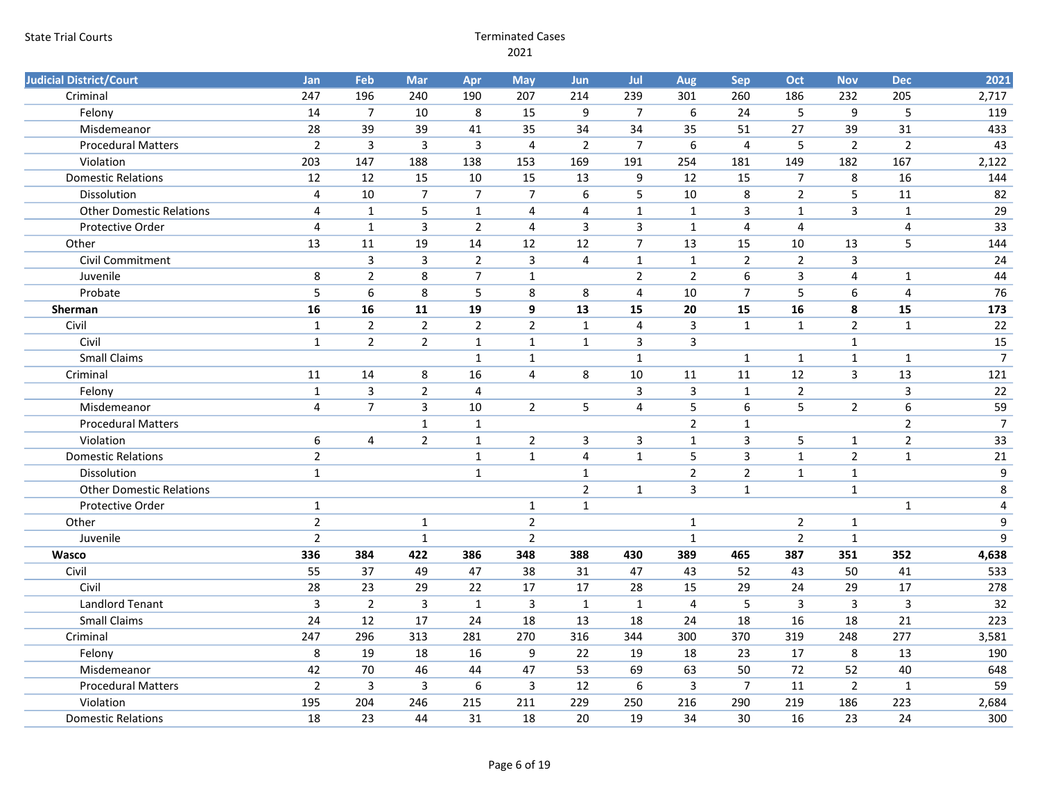| Judicial District/Court | Jan | Feb | Mar | Apr | May | Jun | Jul | Aug | Sep | Oct | Nov | Dec | 2021 |
|---|---|---|---|---|---|---|---|---|---|---|---|---|---|
| Criminal | 247 | 196 | 240 | 190 | 207 | 214 | 239 | 301 | 260 | 186 | 232 | 205 | 2,717 |
| Felony | 14 | 7 | 10 | 8 | 15 | 9 | 7 | 6 | 24 | 5 | 9 | 5 | 119 |
| Misdemeanor | 28 | 39 | 39 | 41 | 35 | 34 | 34 | 35 | 51 | 27 | 39 | 31 | 433 |
| Procedural Matters | 2 | 3 | 3 | 3 | 4 | 2 | 7 | 6 | 4 | 5 | 2 | 2 | 43 |
| Violation | 203 | 147 | 188 | 138 | 153 | 169 | 191 | 254 | 181 | 149 | 182 | 167 | 2,122 |
| Domestic Relations | 12 | 12 | 15 | 10 | 15 | 13 | 9 | 12 | 15 | 7 | 8 | 16 | 144 |
| Dissolution | 4 | 10 | 7 | 7 | 7 | 6 | 5 | 10 | 8 | 2 | 5 | 11 | 82 |
| Other Domestic Relations | 4 | 1 | 5 | 1 | 4 | 4 | 1 | 1 | 3 | 1 | 3 | 1 | 29 |
| Protective Order | 4 | 1 | 3 | 2 | 4 | 3 | 3 | 1 | 4 | 4 |  | 4 | 33 |
| Other | 13 | 11 | 19 | 14 | 12 | 12 | 7 | 13 | 15 | 10 | 13 | 5 | 144 |
| Civil Commitment |  | 3 | 3 | 2 | 3 | 4 | 1 | 1 | 2 | 2 | 3 |  | 24 |
| Juvenile | 8 | 2 | 8 | 7 | 1 |  | 2 | 2 | 6 | 3 | 4 | 1 | 44 |
| Probate | 5 | 6 | 8 | 5 | 8 | 8 | 4 | 10 | 7 | 5 | 6 | 4 | 76 |
| **Sherman** | **16** | **16** | **11** | **19** | **9** | **13** | **15** | **20** | **15** | **16** | **8** | **15** | **173** |
| Civil | 1 | 2 | 2 | 2 | 2 | 1 | 4 | 3 | 1 | 1 | 2 | 1 | 22 |
| Civil | 1 | 2 | 2 | 1 | 1 | 1 | 3 | 3 |  |  | 1 |  | 15 |
| Small Claims |  |  |  | 1 | 1 |  | 1 |  | 1 | 1 | 1 | 1 | 7 |
| Criminal | 11 | 14 | 8 | 16 | 4 | 8 | 10 | 11 | 11 | 12 | 3 | 13 | 121 |
| Felony | 1 | 3 | 2 | 4 |  |  | 3 | 3 | 1 | 2 |  | 3 | 22 |
| Misdemeanor | 4 | 7 | 3 | 10 | 2 | 5 | 4 | 5 | 6 | 5 | 2 | 6 | 59 |
| Procedural Matters |  |  | 1 | 1 |  |  |  | 2 | 1 |  |  | 2 | 7 |
| Violation | 6 | 4 | 2 | 1 | 2 | 3 | 3 | 1 | 3 | 5 | 1 | 2 | 33 |
| Domestic Relations | 2 |  |  | 1 | 1 | 4 | 1 | 5 | 3 | 1 | 2 | 1 | 21 |
| Dissolution | 1 |  |  | 1 |  | 1 |  | 2 | 2 | 1 | 1 |  | 9 |
| Other Domestic Relations |  |  |  |  |  | 2 | 1 | 3 | 1 |  | 1 |  | 8 |
| Protective Order | 1 |  |  |  | 1 | 1 |  |  |  |  |  | 1 | 4 |
| Other | 2 |  | 1 |  | 2 |  |  | 1 |  | 2 | 1 |  | 9 |
| Juvenile | 2 |  | 1 |  | 2 |  |  | 1 |  | 2 | 1 |  | 9 |
| **Wasco** | **336** | **384** | **422** | **386** | **348** | **388** | **430** | **389** | **465** | **387** | **351** | **352** | **4,638** |
| Civil | 55 | 37 | 49 | 47 | 38 | 31 | 47 | 43 | 52 | 43 | 50 | 41 | 533 |
| Civil | 28 | 23 | 29 | 22 | 17 | 17 | 28 | 15 | 29 | 24 | 29 | 17 | 278 |
| Landlord Tenant | 3 | 2 | 3 | 1 | 3 | 1 | 1 | 4 | 5 | 3 | 3 | 3 | 32 |
| Small Claims | 24 | 12 | 17 | 24 | 18 | 13 | 18 | 24 | 18 | 16 | 18 | 21 | 223 |
| Criminal | 247 | 296 | 313 | 281 | 270 | 316 | 344 | 300 | 370 | 319 | 248 | 277 | 3,581 |
| Felony | 8 | 19 | 18 | 16 | 9 | 22 | 19 | 18 | 23 | 17 | 8 | 13 | 190 |
| Misdemeanor | 42 | 70 | 46 | 44 | 47 | 53 | 69 | 63 | 50 | 72 | 52 | 40 | 648 |
| Procedural Matters | 2 | 3 | 3 | 6 | 3 | 12 | 6 | 3 | 7 | 11 | 2 | 1 | 59 |
| Violation | 195 | 204 | 246 | 215 | 211 | 229 | 250 | 216 | 290 | 219 | 186 | 223 | 2,684 |
| Domestic Relations | 18 | 23 | 44 | 31 | 18 | 20 | 19 | 34 | 30 | 16 | 23 | 24 | 300 |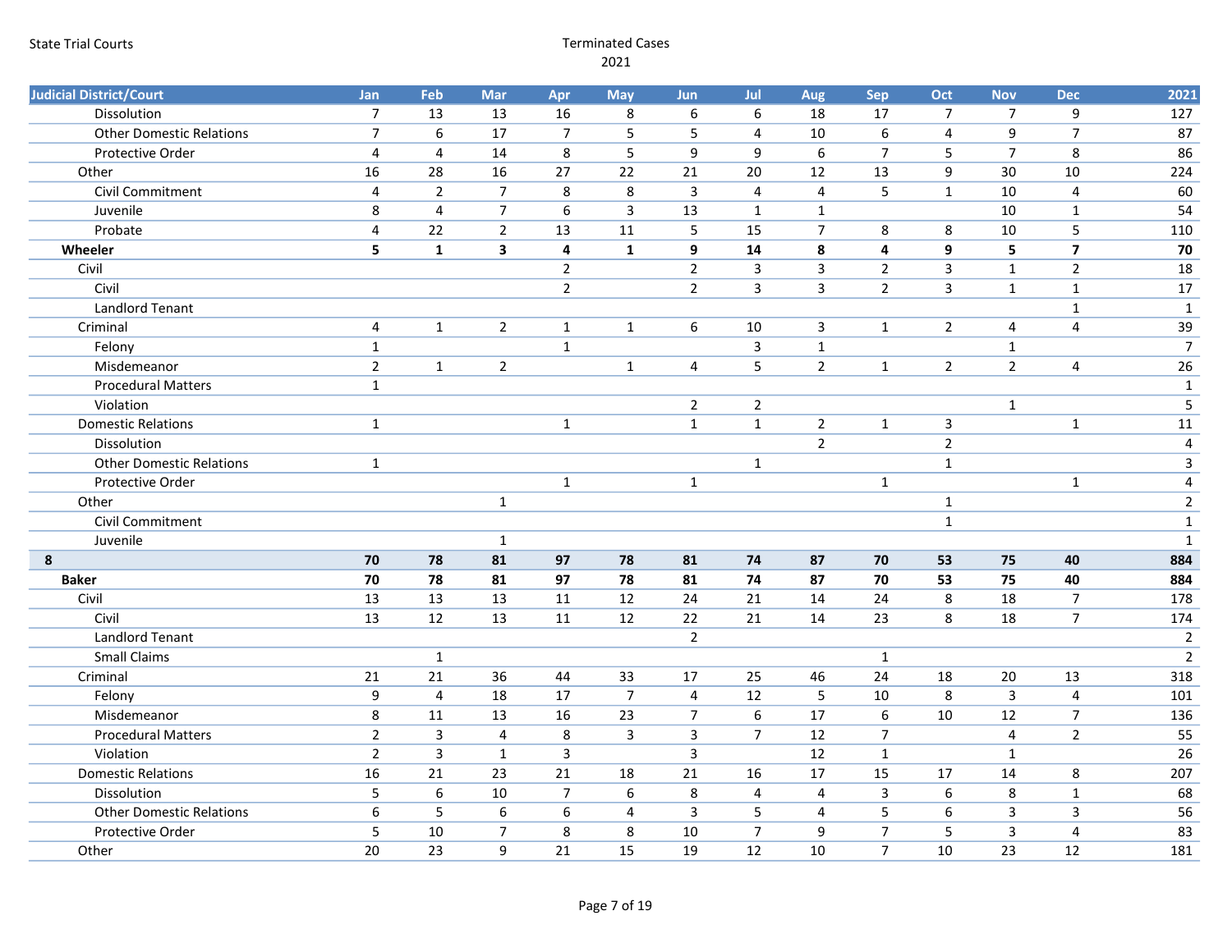| Judicial District/Court | Jan | Feb | Mar | Apr | May | Jun | Jul | Aug | Sep | Oct | Nov | Dec | 2021 |
|---|---|---|---|---|---|---|---|---|---|---|---|---|---|
| Dissolution | 7 | 13 | 13 | 16 | 8 | 6 | 6 | 18 | 17 | 7 | 7 | 9 | 127 |
| Other Domestic Relations | 7 | 6 | 17 | 7 | 5 | 5 | 4 | 10 | 6 | 4 | 9 | 7 | 87 |
| Protective Order | 4 | 4 | 14 | 8 | 5 | 9 | 9 | 6 | 7 | 5 | 7 | 8 | 86 |
| Other | 16 | 28 | 16 | 27 | 22 | 21 | 20 | 12 | 13 | 9 | 30 | 10 | 224 |
| Civil Commitment | 4 | 2 | 7 | 8 | 8 | 3 | 4 | 4 | 5 | 1 | 10 | 4 | 60 |
| Juvenile | 8 | 4 | 7 | 6 | 3 | 13 | 1 | 1 | | | 10 | 1 | 54 |
| Probate | 4 | 22 | 2 | 13 | 11 | 5 | 15 | 7 | 8 | 8 | 10 | 5 | 110 |
| **Wheeler** | **5** | **1** | **3** | **4** | **1** | **9** | **14** | **8** | **4** | **9** | **5** | **7** | **70** |
| Civil | | | | 2 | | 2 | 3 | 3 | 2 | 3 | 1 | 2 | 18 |
| Civil | | | | 2 | | 2 | 3 | 3 | 2 | 3 | 1 | 1 | 17 |
| Landlord Tenant | | | | | | | | | | | | 1 | 1 |
| Criminal | 4 | 1 | 2 | 1 | 1 | 6 | 10 | 3 | 1 | 2 | 4 | 4 | 39 |
| Felony | 1 | | | 1 | | | 3 | 1 | | | 1 | | 7 |
| Misdemeanor | 2 | 1 | 2 | | 1 | 4 | 5 | 2 | 1 | 2 | 2 | 4 | 26 |
| Procedural Matters | 1 | | | | | | | | | | | | 1 |
| Violation | | | | | | 2 | 2 | | | | 1 | | 5 |
| Domestic Relations | 1 | | | 1 | | 1 | 1 | 2 | 1 | 3 | | 1 | 11 |
| Dissolution | | | | | | | | 2 | | 2 | | | 4 |
| Other Domestic Relations | 1 | | | | | | 1 | | | 1 | | | 3 |
| Protective Order | | | | 1 | | 1 | | | 1 | | | 1 | 4 |
| Other | | | 1 | | | | | | | 1 | | | 2 |
| Civil Commitment | | | | | | | | | | 1 | | | 1 |
| Juvenile | | | 1 | | | | | | | | | | 1 |
| **8** | **70** | **78** | **81** | **97** | **78** | **81** | **74** | **87** | **70** | **53** | **75** | **40** | **884** |
| **Baker** | **70** | **78** | **81** | **97** | **78** | **81** | **74** | **87** | **70** | **53** | **75** | **40** | **884** |
| Civil | 13 | 13 | 13 | 11 | 12 | 24 | 21 | 14 | 24 | 8 | 18 | 7 | 178 |
| Civil | 13 | 12 | 13 | 11 | 12 | 22 | 21 | 14 | 23 | 8 | 18 | 7 | 174 |
| Landlord Tenant | | | | | | 2 | | | | | | | 2 |
| Small Claims | | 1 | | | | | | | 1 | | | | 2 |
| Criminal | 21 | 21 | 36 | 44 | 33 | 17 | 25 | 46 | 24 | 18 | 20 | 13 | 318 |
| Felony | 9 | 4 | 18 | 17 | 7 | 4 | 12 | 5 | 10 | 8 | 3 | 4 | 101 |
| Misdemeanor | 8 | 11 | 13 | 16 | 23 | 7 | 6 | 17 | 6 | 10 | 12 | 7 | 136 |
| Procedural Matters | 2 | 3 | 4 | 8 | 3 | 3 | 7 | 12 | 7 | | 4 | 2 | 55 |
| Violation | 2 | 3 | 1 | 3 | | 3 | | 12 | 1 | | 1 | | 26 |
| Domestic Relations | 16 | 21 | 23 | 21 | 18 | 21 | 16 | 17 | 15 | 17 | 14 | 8 | 207 |
| Dissolution | 5 | 6 | 10 | 7 | 6 | 8 | 4 | 4 | 3 | 6 | 8 | 1 | 68 |
| Other Domestic Relations | 6 | 5 | 6 | 6 | 4 | 3 | 5 | 4 | 5 | 6 | 3 | 3 | 56 |
| Protective Order | 5 | 10 | 7 | 8 | 8 | 10 | 7 | 9 | 7 | 5 | 3 | 4 | 83 |
| Other | 20 | 23 | 9 | 21 | 15 | 19 | 12 | 10 | 7 | 10 | 23 | 12 | 181 |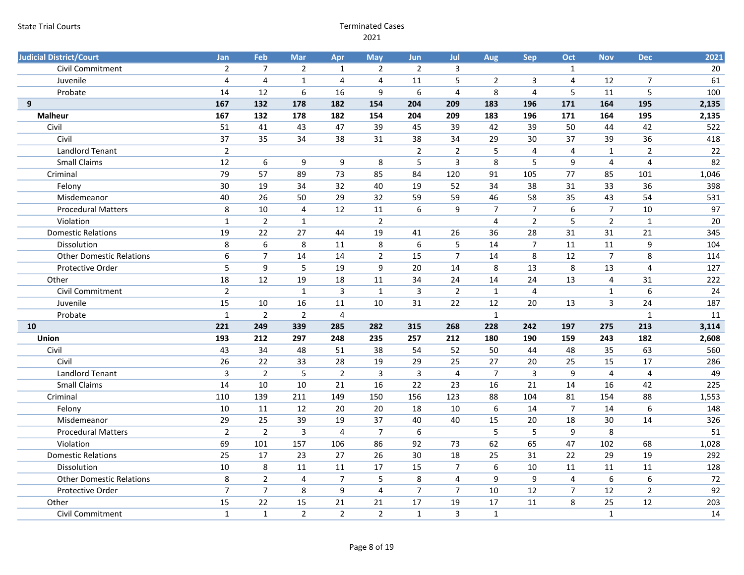| Judicial District/Court | Jan | Feb | Mar | Apr | May | Jun | Jul | Aug | Sep | Oct | Nov | Dec | 2021 |
|---|---|---|---|---|---|---|---|---|---|---|---|---|---|
| Civil Commitment | 2 | 7 | 2 | 1 | 2 | 2 | 3 | | | 1 | | | 20 |
| Juvenile | 4 | 4 | 1 | 4 | 4 | 11 | 5 | 2 | 3 | 4 | 12 | 7 | 61 |
| Probate | 14 | 12 | 6 | 16 | 9 | 6 | 4 | 8 | 4 | 5 | 11 | 5 | 100 |
| **9** | **167** | **132** | **178** | **182** | **154** | **204** | **209** | **183** | **196** | **171** | **164** | **195** | **2,135** |
| **Malheur** | **167** | **132** | **178** | **182** | **154** | **204** | **209** | **183** | **196** | **171** | **164** | **195** | **2,135** |
| Civil | 51 | 41 | 43 | 47 | 39 | 45 | 39 | 42 | 39 | 50 | 44 | 42 | 522 |
| Civil | 37 | 35 | 34 | 38 | 31 | 38 | 34 | 29 | 30 | 37 | 39 | 36 | 418 |
| Landlord Tenant | 2 | | | | | 2 | 2 | 5 | 4 | 4 | 1 | 2 | 22 |
| Small Claims | 12 | 6 | 9 | 9 | 8 | 5 | 3 | 8 | 5 | 9 | 4 | 4 | 82 |
| Criminal | 79 | 57 | 89 | 73 | 85 | 84 | 120 | 91 | 105 | 77 | 85 | 101 | 1,046 |
| Felony | 30 | 19 | 34 | 32 | 40 | 19 | 52 | 34 | 38 | 31 | 33 | 36 | 398 |
| Misdemeanor | 40 | 26 | 50 | 29 | 32 | 59 | 59 | 46 | 58 | 35 | 43 | 54 | 531 |
| Procedural Matters | 8 | 10 | 4 | 12 | 11 | 6 | 9 | 7 | 7 | 6 | 7 | 10 | 97 |
| Violation | 1 | 2 | 1 | | 2 | | | 4 | 2 | 5 | 2 | 1 | 20 |
| Domestic Relations | 19 | 22 | 27 | 44 | 19 | 41 | 26 | 36 | 28 | 31 | 31 | 21 | 345 |
| Dissolution | 8 | 6 | 8 | 11 | 8 | 6 | 5 | 14 | 7 | 11 | 11 | 9 | 104 |
| Other Domestic Relations | 6 | 7 | 14 | 14 | 2 | 15 | 7 | 14 | 8 | 12 | 7 | 8 | 114 |
| Protective Order | 5 | 9 | 5 | 19 | 9 | 20 | 14 | 8 | 13 | 8 | 13 | 4 | 127 |
| Other | 18 | 12 | 19 | 18 | 11 | 34 | 24 | 14 | 24 | 13 | 4 | 31 | 222 |
| Civil Commitment | 2 | | 1 | 3 | 1 | 3 | 2 | 1 | 4 | | 1 | 6 | 24 |
| Juvenile | 15 | 10 | 16 | 11 | 10 | 31 | 22 | 12 | 20 | 13 | 3 | 24 | 187 |
| Probate | 1 | 2 | 2 | 4 | | | | 1 | | | | 1 | 11 |
| **10** | **221** | **249** | **339** | **285** | **282** | **315** | **268** | **228** | **242** | **197** | **275** | **213** | **3,114** |
| **Union** | **193** | **212** | **297** | **248** | **235** | **257** | **212** | **180** | **190** | **159** | **243** | **182** | **2,608** |
| Civil | 43 | 34 | 48 | 51 | 38 | 54 | 52 | 50 | 44 | 48 | 35 | 63 | 560 |
| Civil | 26 | 22 | 33 | 28 | 19 | 29 | 25 | 27 | 20 | 25 | 15 | 17 | 286 |
| Landlord Tenant | 3 | 2 | 5 | 2 | 3 | 3 | 4 | 7 | 3 | 9 | 4 | 4 | 49 |
| Small Claims | 14 | 10 | 10 | 21 | 16 | 22 | 23 | 16 | 21 | 14 | 16 | 42 | 225 |
| Criminal | 110 | 139 | 211 | 149 | 150 | 156 | 123 | 88 | 104 | 81 | 154 | 88 | 1,553 |
| Felony | 10 | 11 | 12 | 20 | 20 | 18 | 10 | 6 | 14 | 7 | 14 | 6 | 148 |
| Misdemeanor | 29 | 25 | 39 | 19 | 37 | 40 | 40 | 15 | 20 | 18 | 30 | 14 | 326 |
| Procedural Matters | 2 | 2 | 3 | 4 | 7 | 6 | | 5 | 5 | 9 | 8 | | 51 |
| Violation | 69 | 101 | 157 | 106 | 86 | 92 | 73 | 62 | 65 | 47 | 102 | 68 | 1,028 |
| Domestic Relations | 25 | 17 | 23 | 27 | 26 | 30 | 18 | 25 | 31 | 22 | 29 | 19 | 292 |
| Dissolution | 10 | 8 | 11 | 11 | 17 | 15 | 7 | 6 | 10 | 11 | 11 | 11 | 128 |
| Other Domestic Relations | 8 | 2 | 4 | 7 | 5 | 8 | 4 | 9 | 9 | 4 | 6 | 6 | 72 |
| Protective Order | 7 | 7 | 8 | 9 | 4 | 7 | 7 | 10 | 12 | 7 | 12 | 2 | 92 |
| Other | 15 | 22 | 15 | 21 | 21 | 17 | 19 | 17 | 11 | 8 | 25 | 12 | 203 |
| Civil Commitment | 1 | 1 | 2 | 2 | 2 | 1 | 3 | 1 | | | 1 | | 14 |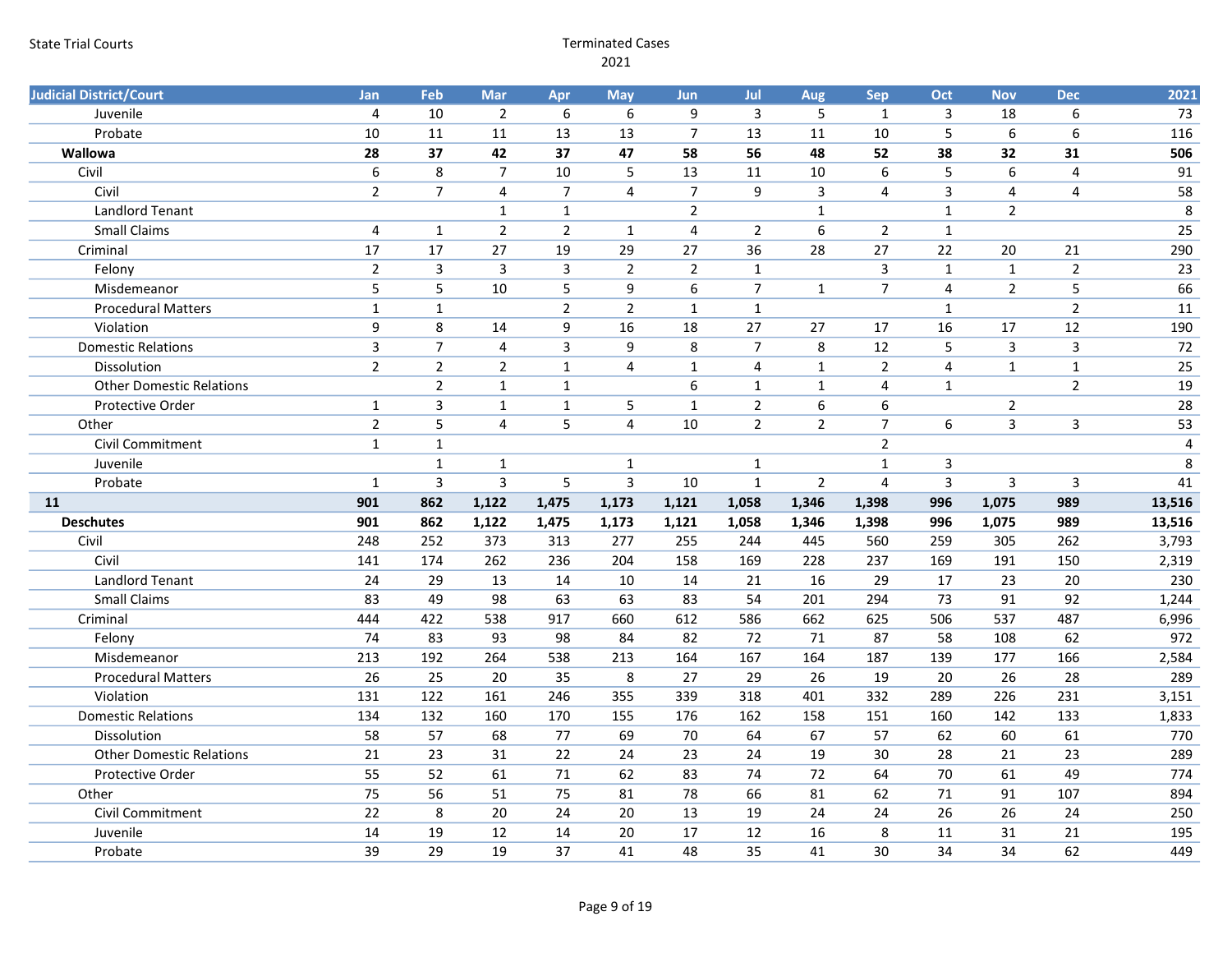| Judicial District/Court | Jan | Feb | Mar | Apr | May | Jun | Jul | Aug | Sep | Oct | Nov | Dec | 2021 |
|---|---|---|---|---|---|---|---|---|---|---|---|---|---|
| Juvenile | 4 | 10 | 2 | 6 | 6 | 9 | 3 | 5 | 1 | 3 | 18 | 6 | 73 |
| Probate | 10 | 11 | 11 | 13 | 13 | 7 | 13 | 11 | 10 | 5 | 6 | 6 | 116 |
| **Wallowa** | **28** | **37** | **42** | **37** | **47** | **58** | **56** | **48** | **52** | **38** | **32** | **31** | **506** |
| Civil | 6 | 8 | 7 | 10 | 5 | 13 | 11 | 10 | 6 | 5 | 6 | 4 | 91 |
| Civil | 2 | 7 | 4 | 7 | 4 | 7 | 9 | 3 | 4 | 3 | 4 | 4 | 58 |
| Landlord Tenant | | | 1 | 1 | | 2 | | 1 | | 1 | 2 | | 8 |
| Small Claims | 4 | 1 | 2 | 2 | 1 | 4 | 2 | 6 | 2 | 1 | | | 25 |
| Criminal | 17 | 17 | 27 | 19 | 29 | 27 | 36 | 28 | 27 | 22 | 20 | 21 | 290 |
| Felony | 2 | 3 | 3 | 3 | 2 | 2 | 1 | | 3 | 1 | 1 | 2 | 23 |
| Misdemeanor | 5 | 5 | 10 | 5 | 9 | 6 | 7 | 1 | 7 | 4 | 2 | 5 | 66 |
| Procedural Matters | 1 | 1 | | 2 | 2 | 1 | 1 | | | 1 | | 2 | 11 |
| Violation | 9 | 8 | 14 | 9 | 16 | 18 | 27 | 27 | 17 | 16 | 17 | 12 | 190 |
| Domestic Relations | 3 | 7 | 4 | 3 | 9 | 8 | 7 | 8 | 12 | 5 | 3 | 3 | 72 |
| Dissolution | 2 | 2 | 2 | 1 | 4 | 1 | 4 | 1 | 2 | 4 | 1 | 1 | 25 |
| Other Domestic Relations | | 2 | 1 | 1 | | 6 | 1 | 1 | 4 | 1 | | 2 | 19 |
| Protective Order | 1 | 3 | 1 | 1 | 5 | 1 | 2 | 6 | 6 | | 2 | | 28 |
| Other | 2 | 5 | 4 | 5 | 4 | 10 | 2 | 2 | 7 | 6 | 3 | 3 | 53 |
| Civil Commitment | 1 | 1 | | | | | | | 2 | | | | 4 |
| Juvenile | | 1 | 1 | | 1 | | 1 | | 1 | 3 | | | 8 |
| Probate | 1 | 3 | 3 | 5 | 3 | 10 | 1 | 2 | 4 | 3 | 3 | 3 | 41 |
| **11** | **901** | **862** | **1,122** | **1,475** | **1,173** | **1,121** | **1,058** | **1,346** | **1,398** | **996** | **1,075** | **989** | **13,516** |
| **Deschutes** | **901** | **862** | **1,122** | **1,475** | **1,173** | **1,121** | **1,058** | **1,346** | **1,398** | **996** | **1,075** | **989** | **13,516** |
| Civil | 248 | 252 | 373 | 313 | 277 | 255 | 244 | 445 | 560 | 259 | 305 | 262 | 3,793 |
| Civil | 141 | 174 | 262 | 236 | 204 | 158 | 169 | 228 | 237 | 169 | 191 | 150 | 2,319 |
| Landlord Tenant | 24 | 29 | 13 | 14 | 10 | 14 | 21 | 16 | 29 | 17 | 23 | 20 | 230 |
| Small Claims | 83 | 49 | 98 | 63 | 63 | 83 | 54 | 201 | 294 | 73 | 91 | 92 | 1,244 |
| Criminal | 444 | 422 | 538 | 917 | 660 | 612 | 586 | 662 | 625 | 506 | 537 | 487 | 6,996 |
| Felony | 74 | 83 | 93 | 98 | 84 | 82 | 72 | 71 | 87 | 58 | 108 | 62 | 972 |
| Misdemeanor | 213 | 192 | 264 | 538 | 213 | 164 | 167 | 164 | 187 | 139 | 177 | 166 | 2,584 |
| Procedural Matters | 26 | 25 | 20 | 35 | 8 | 27 | 29 | 26 | 19 | 20 | 26 | 28 | 289 |
| Violation | 131 | 122 | 161 | 246 | 355 | 339 | 318 | 401 | 332 | 289 | 226 | 231 | 3,151 |
| Domestic Relations | 134 | 132 | 160 | 170 | 155 | 176 | 162 | 158 | 151 | 160 | 142 | 133 | 1,833 |
| Dissolution | 58 | 57 | 68 | 77 | 69 | 70 | 64 | 67 | 57 | 62 | 60 | 61 | 770 |
| Other Domestic Relations | 21 | 23 | 31 | 22 | 24 | 23 | 24 | 19 | 30 | 28 | 21 | 23 | 289 |
| Protective Order | 55 | 52 | 61 | 71 | 62 | 83 | 74 | 72 | 64 | 70 | 61 | 49 | 774 |
| Other | 75 | 56 | 51 | 75 | 81 | 78 | 66 | 81 | 62 | 71 | 91 | 107 | 894 |
| Civil Commitment | 22 | 8 | 20 | 24 | 20 | 13 | 19 | 24 | 24 | 26 | 26 | 24 | 250 |
| Juvenile | 14 | 19 | 12 | 14 | 20 | 17 | 12 | 16 | 8 | 11 | 31 | 21 | 195 |
| Probate | 39 | 29 | 19 | 37 | 41 | 48 | 35 | 41 | 30 | 34 | 34 | 62 | 449 |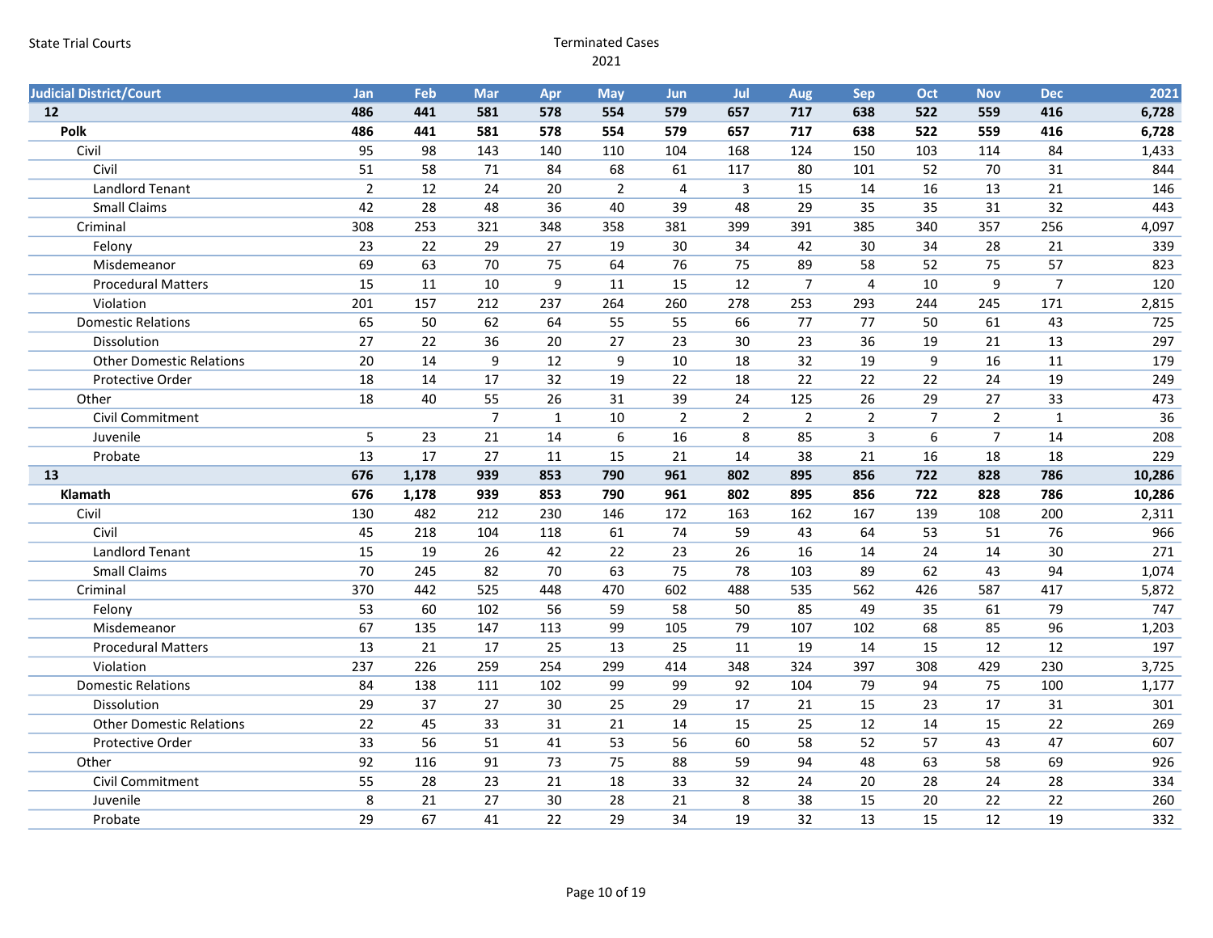State Trial Courts

Terminated Cases
2021

| Judicial District/Court | Jan | Feb | Mar | Apr | May | Jun | Jul | Aug | Sep | Oct | Nov | Dec | 2021 |
|---|---|---|---|---|---|---|---|---|---|---|---|---|---|
| **12** | **486** | **441** | **581** | **578** | **554** | **579** | **657** | **717** | **638** | **522** | **559** | **416** | **6,728** |
| **Polk** | **486** | **441** | **581** | **578** | **554** | **579** | **657** | **717** | **638** | **522** | **559** | **416** | **6,728** |
| Civil | 95 | 98 | 143 | 140 | 110 | 104 | 168 | 124 | 150 | 103 | 114 | 84 | 1,433 |
| Civil | 51 | 58 | 71 | 84 | 68 | 61 | 117 | 80 | 101 | 52 | 70 | 31 | 844 |
| Landlord Tenant | 2 | 12 | 24 | 20 | 2 | 4 | 3 | 15 | 14 | 16 | 13 | 21 | 146 |
| Small Claims | 42 | 28 | 48 | 36 | 40 | 39 | 48 | 29 | 35 | 35 | 31 | 32 | 443 |
| Criminal | 308 | 253 | 321 | 348 | 358 | 381 | 399 | 391 | 385 | 340 | 357 | 256 | 4,097 |
| Felony | 23 | 22 | 29 | 27 | 19 | 30 | 34 | 42 | 30 | 34 | 28 | 21 | 339 |
| Misdemeanor | 69 | 63 | 70 | 75 | 64 | 76 | 75 | 89 | 58 | 52 | 75 | 57 | 823 |
| Procedural Matters | 15 | 11 | 10 | 9 | 11 | 15 | 12 | 7 | 4 | 10 | 9 | 7 | 120 |
| Violation | 201 | 157 | 212 | 237 | 264 | 260 | 278 | 253 | 293 | 244 | 245 | 171 | 2,815 |
| Domestic Relations | 65 | 50 | 62 | 64 | 55 | 55 | 66 | 77 | 77 | 50 | 61 | 43 | 725 |
| Dissolution | 27 | 22 | 36 | 20 | 27 | 23 | 30 | 23 | 36 | 19 | 21 | 13 | 297 |
| Other Domestic Relations | 20 | 14 | 9 | 12 | 9 | 10 | 18 | 32 | 19 | 9 | 16 | 11 | 179 |
| Protective Order | 18 | 14 | 17 | 32 | 19 | 22 | 18 | 22 | 22 | 22 | 24 | 19 | 249 |
| Other | 18 | 40 | 55 | 26 | 31 | 39 | 24 | 125 | 26 | 29 | 27 | 33 | 473 |
| Civil Commitment | | | 7 | 1 | 10 | 2 | 2 | 2 | 2 | 7 | 2 | 1 | 36 |
| Juvenile | 5 | 23 | 21 | 14 | 6 | 16 | 8 | 85 | 3 | 6 | 7 | 14 | 208 |
| Probate | 13 | 17 | 27 | 11 | 15 | 21 | 14 | 38 | 21 | 16 | 18 | 18 | 229 |
| **13** | **676** | **1,178** | **939** | **853** | **790** | **961** | **802** | **895** | **856** | **722** | **828** | **786** | **10,286** |
| **Klamath** | **676** | **1,178** | **939** | **853** | **790** | **961** | **802** | **895** | **856** | **722** | **828** | **786** | **10,286** |
| Civil | 130 | 482 | 212 | 230 | 146 | 172 | 163 | 162 | 167 | 139 | 108 | 200 | 2,311 |
| Civil | 45 | 218 | 104 | 118 | 61 | 74 | 59 | 43 | 64 | 53 | 51 | 76 | 966 |
| Landlord Tenant | 15 | 19 | 26 | 42 | 22 | 23 | 26 | 16 | 14 | 24 | 14 | 30 | 271 |
| Small Claims | 70 | 245 | 82 | 70 | 63 | 75 | 78 | 103 | 89 | 62 | 43 | 94 | 1,074 |
| Criminal | 370 | 442 | 525 | 448 | 470 | 602 | 488 | 535 | 562 | 426 | 587 | 417 | 5,872 |
| Felony | 53 | 60 | 102 | 56 | 59 | 58 | 50 | 85 | 49 | 35 | 61 | 79 | 747 |
| Misdemeanor | 67 | 135 | 147 | 113 | 99 | 105 | 79 | 107 | 102 | 68 | 85 | 96 | 1,203 |
| Procedural Matters | 13 | 21 | 17 | 25 | 13 | 25 | 11 | 19 | 14 | 15 | 12 | 12 | 197 |
| Violation | 237 | 226 | 259 | 254 | 299 | 414 | 348 | 324 | 397 | 308 | 429 | 230 | 3,725 |
| Domestic Relations | 84 | 138 | 111 | 102 | 99 | 99 | 92 | 104 | 79 | 94 | 75 | 100 | 1,177 |
| Dissolution | 29 | 37 | 27 | 30 | 25 | 29 | 17 | 21 | 15 | 23 | 17 | 31 | 301 |
| Other Domestic Relations | 22 | 45 | 33 | 31 | 21 | 14 | 15 | 25 | 12 | 14 | 15 | 22 | 269 |
| Protective Order | 33 | 56 | 51 | 41 | 53 | 56 | 60 | 58 | 52 | 57 | 43 | 47 | 607 |
| Other | 92 | 116 | 91 | 73 | 75 | 88 | 59 | 94 | 48 | 63 | 58 | 69 | 926 |
| Civil Commitment | 55 | 28 | 23 | 21 | 18 | 33 | 32 | 24 | 20 | 28 | 24 | 28 | 334 |
| Juvenile | 8 | 21 | 27 | 30 | 28 | 21 | 8 | 38 | 15 | 20 | 22 | 22 | 260 |
| Probate | 29 | 67 | 41 | 22 | 29 | 34 | 19 | 32 | 13 | 15 | 12 | 19 | 332 |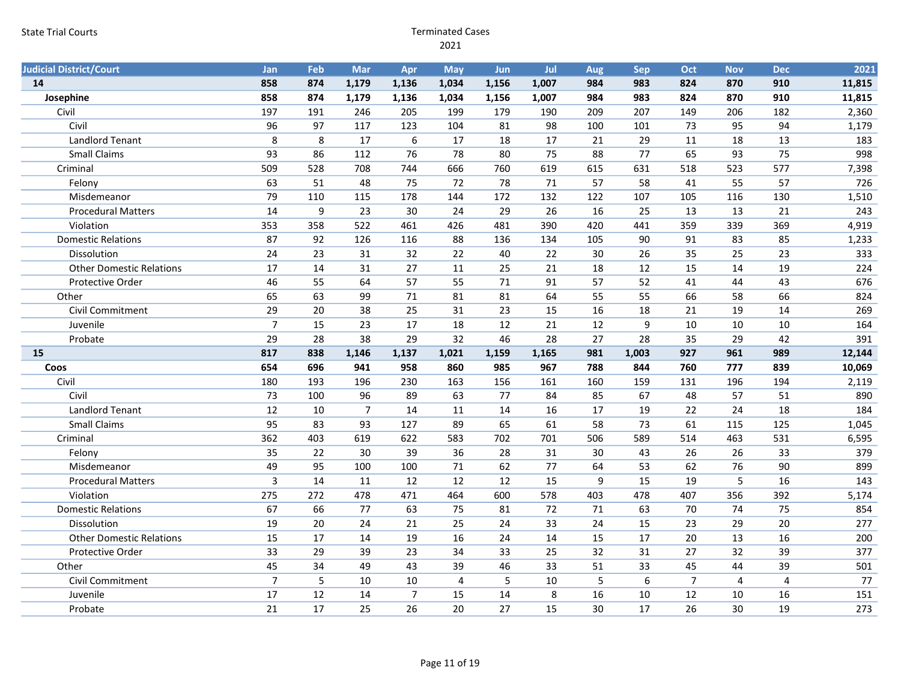State Trial Courts

Terminated Cases
2021

| Judicial District/Court | Jan | Feb | Mar | Apr | May | Jun | Jul | Aug | Sep | Oct | Nov | Dec | 2021 |
|---|---|---|---|---|---|---|---|---|---|---|---|---|---|
| **14** | **858** | **874** | **1,179** | **1,136** | **1,034** | **1,156** | **1,007** | **984** | **983** | **824** | **870** | **910** | **11,815** |
| **Josephine** | **858** | **874** | **1,179** | **1,136** | **1,034** | **1,156** | **1,007** | **984** | **983** | **824** | **870** | **910** | **11,815** |
| Civil | 197 | 191 | 246 | 205 | 199 | 179 | 190 | 209 | 207 | 149 | 206 | 182 | 2,360 |
| Civil | 96 | 97 | 117 | 123 | 104 | 81 | 98 | 100 | 101 | 73 | 95 | 94 | 1,179 |
| Landlord Tenant | 8 | 8 | 17 | 6 | 17 | 18 | 17 | 21 | 29 | 11 | 18 | 13 | 183 |
| Small Claims | 93 | 86 | 112 | 76 | 78 | 80 | 75 | 88 | 77 | 65 | 93 | 75 | 998 |
| Criminal | 509 | 528 | 708 | 744 | 666 | 760 | 619 | 615 | 631 | 518 | 523 | 577 | 7,398 |
| Felony | 63 | 51 | 48 | 75 | 72 | 78 | 71 | 57 | 58 | 41 | 55 | 57 | 726 |
| Misdemeanor | 79 | 110 | 115 | 178 | 144 | 172 | 132 | 122 | 107 | 105 | 116 | 130 | 1,510 |
| Procedural Matters | 14 | 9 | 23 | 30 | 24 | 29 | 26 | 16 | 25 | 13 | 13 | 21 | 243 |
| Violation | 353 | 358 | 522 | 461 | 426 | 481 | 390 | 420 | 441 | 359 | 339 | 369 | 4,919 |
| Domestic Relations | 87 | 92 | 126 | 116 | 88 | 136 | 134 | 105 | 90 | 91 | 83 | 85 | 1,233 |
| Dissolution | 24 | 23 | 31 | 32 | 22 | 40 | 22 | 30 | 26 | 35 | 25 | 23 | 333 |
| Other Domestic Relations | 17 | 14 | 31 | 27 | 11 | 25 | 21 | 18 | 12 | 15 | 14 | 19 | 224 |
| Protective Order | 46 | 55 | 64 | 57 | 55 | 71 | 91 | 57 | 52 | 41 | 44 | 43 | 676 |
| Other | 65 | 63 | 99 | 71 | 81 | 81 | 64 | 55 | 55 | 66 | 58 | 66 | 824 |
| Civil Commitment | 29 | 20 | 38 | 25 | 31 | 23 | 15 | 16 | 18 | 21 | 19 | 14 | 269 |
| Juvenile | 7 | 15 | 23 | 17 | 18 | 12 | 21 | 12 | 9 | 10 | 10 | 10 | 164 |
| Probate | 29 | 28 | 38 | 29 | 32 | 46 | 28 | 27 | 28 | 35 | 29 | 42 | 391 |
| **15** | **817** | **838** | **1,146** | **1,137** | **1,021** | **1,159** | **1,165** | **981** | **1,003** | **927** | **961** | **989** | **12,144** |
| **Coos** | **654** | **696** | **941** | **958** | **860** | **985** | **967** | **788** | **844** | **760** | **777** | **839** | **10,069** |
| Civil | 180 | 193 | 196 | 230 | 163 | 156 | 161 | 160 | 159 | 131 | 196 | 194 | 2,119 |
| Civil | 73 | 100 | 96 | 89 | 63 | 77 | 84 | 85 | 67 | 48 | 57 | 51 | 890 |
| Landlord Tenant | 12 | 10 | 7 | 14 | 11 | 14 | 16 | 17 | 19 | 22 | 24 | 18 | 184 |
| Small Claims | 95 | 83 | 93 | 127 | 89 | 65 | 61 | 58 | 73 | 61 | 115 | 125 | 1,045 |
| Criminal | 362 | 403 | 619 | 622 | 583 | 702 | 701 | 506 | 589 | 514 | 463 | 531 | 6,595 |
| Felony | 35 | 22 | 30 | 39 | 36 | 28 | 31 | 30 | 43 | 26 | 26 | 33 | 379 |
| Misdemeanor | 49 | 95 | 100 | 100 | 71 | 62 | 77 | 64 | 53 | 62 | 76 | 90 | 899 |
| Procedural Matters | 3 | 14 | 11 | 12 | 12 | 12 | 15 | 9 | 15 | 19 | 5 | 16 | 143 |
| Violation | 275 | 272 | 478 | 471 | 464 | 600 | 578 | 403 | 478 | 407 | 356 | 392 | 5,174 |
| Domestic Relations | 67 | 66 | 77 | 63 | 75 | 81 | 72 | 71 | 63 | 70 | 74 | 75 | 854 |
| Dissolution | 19 | 20 | 24 | 21 | 25 | 24 | 33 | 24 | 15 | 23 | 29 | 20 | 277 |
| Other Domestic Relations | 15 | 17 | 14 | 19 | 16 | 24 | 14 | 15 | 17 | 20 | 13 | 16 | 200 |
| Protective Order | 33 | 29 | 39 | 23 | 34 | 33 | 25 | 32 | 31 | 27 | 32 | 39 | 377 |
| Other | 45 | 34 | 49 | 43 | 39 | 46 | 33 | 51 | 33 | 45 | 44 | 39 | 501 |
| Civil Commitment | 7 | 5 | 10 | 10 | 4 | 5 | 10 | 5 | 6 | 7 | 4 | 4 | 77 |
| Juvenile | 17 | 12 | 14 | 7 | 15 | 14 | 8 | 16 | 10 | 12 | 10 | 16 | 151 |
| Probate | 21 | 17 | 25 | 26 | 20 | 27 | 15 | 30 | 17 | 26 | 30 | 19 | 273 |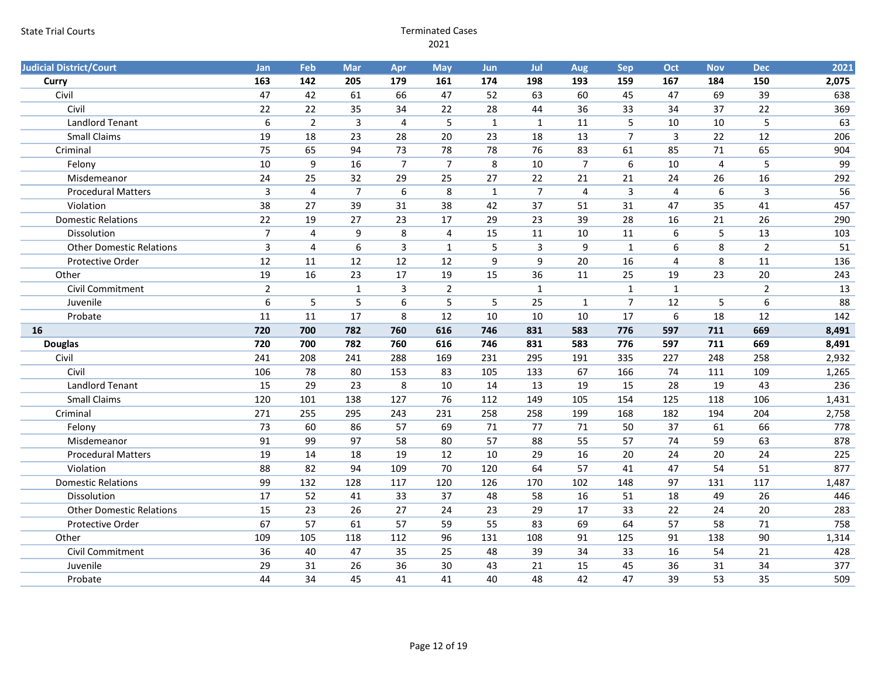State Trial Courts

Terminated Cases
2021

| Judicial District/Court | Jan | Feb | Mar | Apr | May | Jun | Jul | Aug | Sep | Oct | Nov | Dec | 2021 |
|---|---|---|---|---|---|---|---|---|---|---|---|---|---|
| **Curry** | **163** | **142** | **205** | **179** | **161** | **174** | **198** | **193** | **159** | **167** | **184** | **150** | **2,075** |
| Civil | 47 | 42 | 61 | 66 | 47 | 52 | 63 | 60 | 45 | 47 | 69 | 39 | 638 |
| Civil | 22 | 22 | 35 | 34 | 22 | 28 | 44 | 36 | 33 | 34 | 37 | 22 | 369 |
| Landlord Tenant | 6 | 2 | 3 | 4 | 5 | 1 | 1 | 11 | 5 | 10 | 10 | 5 | 63 |
| Small Claims | 19 | 18 | 23 | 28 | 20 | 23 | 18 | 13 | 7 | 3 | 22 | 12 | 206 |
| Criminal | 75 | 65 | 94 | 73 | 78 | 78 | 76 | 83 | 61 | 85 | 71 | 65 | 904 |
| Felony | 10 | 9 | 16 | 7 | 7 | 8 | 10 | 7 | 6 | 10 | 4 | 5 | 99 |
| Misdemeanor | 24 | 25 | 32 | 29 | 25 | 27 | 22 | 21 | 21 | 24 | 26 | 16 | 292 |
| Procedural Matters | 3 | 4 | 7 | 6 | 8 | 1 | 7 | 4 | 3 | 4 | 6 | 3 | 56 |
| Violation | 38 | 27 | 39 | 31 | 38 | 42 | 37 | 51 | 31 | 47 | 35 | 41 | 457 |
| Domestic Relations | 22 | 19 | 27 | 23 | 17 | 29 | 23 | 39 | 28 | 16 | 21 | 26 | 290 |
| Dissolution | 7 | 4 | 9 | 8 | 4 | 15 | 11 | 10 | 11 | 6 | 5 | 13 | 103 |
| Other Domestic Relations | 3 | 4 | 6 | 3 | 1 | 5 | 3 | 9 | 1 | 6 | 8 | 2 | 51 |
| Protective Order | 12 | 11 | 12 | 12 | 12 | 9 | 9 | 20 | 16 | 4 | 8 | 11 | 136 |
| Other | 19 | 16 | 23 | 17 | 19 | 15 | 36 | 11 | 25 | 19 | 23 | 20 | 243 |
| Civil Commitment | 2 |  | 1 | 3 | 2 |  | 1 |  | 1 | 1 |  | 2 | 13 |
| Juvenile | 6 | 5 | 5 | 6 | 5 | 5 | 25 | 1 | 7 | 12 | 5 | 6 | 88 |
| Probate | 11 | 11 | 17 | 8 | 12 | 10 | 10 | 10 | 17 | 6 | 18 | 12 | 142 |
| **16** | **720** | **700** | **782** | **760** | **616** | **746** | **831** | **583** | **776** | **597** | **711** | **669** | **8,491** |
| **Douglas** | **720** | **700** | **782** | **760** | **616** | **746** | **831** | **583** | **776** | **597** | **711** | **669** | **8,491** |
| Civil | 241 | 208 | 241 | 288 | 169 | 231 | 295 | 191 | 335 | 227 | 248 | 258 | 2,932 |
| Civil | 106 | 78 | 80 | 153 | 83 | 105 | 133 | 67 | 166 | 74 | 111 | 109 | 1,265 |
| Landlord Tenant | 15 | 29 | 23 | 8 | 10 | 14 | 13 | 19 | 15 | 28 | 19 | 43 | 236 |
| Small Claims | 120 | 101 | 138 | 127 | 76 | 112 | 149 | 105 | 154 | 125 | 118 | 106 | 1,431 |
| Criminal | 271 | 255 | 295 | 243 | 231 | 258 | 258 | 199 | 168 | 182 | 194 | 204 | 2,758 |
| Felony | 73 | 60 | 86 | 57 | 69 | 71 | 77 | 71 | 50 | 37 | 61 | 66 | 778 |
| Misdemeanor | 91 | 99 | 97 | 58 | 80 | 57 | 88 | 55 | 57 | 74 | 59 | 63 | 878 |
| Procedural Matters | 19 | 14 | 18 | 19 | 12 | 10 | 29 | 16 | 20 | 24 | 20 | 24 | 225 |
| Violation | 88 | 82 | 94 | 109 | 70 | 120 | 64 | 57 | 41 | 47 | 54 | 51 | 877 |
| Domestic Relations | 99 | 132 | 128 | 117 | 120 | 126 | 170 | 102 | 148 | 97 | 131 | 117 | 1,487 |
| Dissolution | 17 | 52 | 41 | 33 | 37 | 48 | 58 | 16 | 51 | 18 | 49 | 26 | 446 |
| Other Domestic Relations | 15 | 23 | 26 | 27 | 24 | 23 | 29 | 17 | 33 | 22 | 24 | 20 | 283 |
| Protective Order | 67 | 57 | 61 | 57 | 59 | 55 | 83 | 69 | 64 | 57 | 58 | 71 | 758 |
| Other | 109 | 105 | 118 | 112 | 96 | 131 | 108 | 91 | 125 | 91 | 138 | 90 | 1,314 |
| Civil Commitment | 36 | 40 | 47 | 35 | 25 | 48 | 39 | 34 | 33 | 16 | 54 | 21 | 428 |
| Juvenile | 29 | 31 | 26 | 36 | 30 | 43 | 21 | 15 | 45 | 36 | 31 | 34 | 377 |
| Probate | 44 | 34 | 45 | 41 | 41 | 40 | 48 | 42 | 47 | 39 | 53 | 35 | 509 |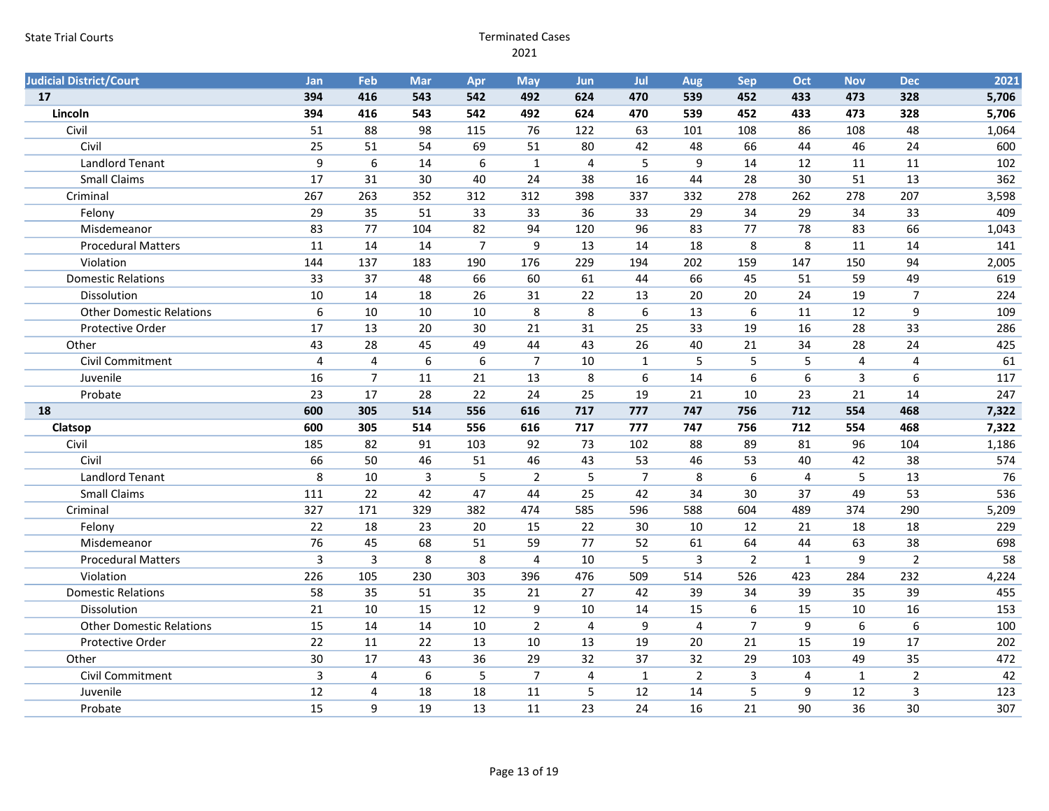State Trial Courts

Terminated Cases

2021

| Judicial District/Court | Jan | Feb | Mar | Apr | May | Jun | Jul | Aug | Sep | Oct | Nov | Dec | 2021 |
|---|---|---|---|---|---|---|---|---|---|---|---|---|---|
| **17** | **394** | **416** | **543** | **542** | **492** | **624** | **470** | **539** | **452** | **433** | **473** | **328** | **5,706** |
| **Lincoln** | **394** | **416** | **543** | **542** | **492** | **624** | **470** | **539** | **452** | **433** | **473** | **328** | **5,706** |
| Civil | 51 | 88 | 98 | 115 | 76 | 122 | 63 | 101 | 108 | 86 | 108 | 48 | 1,064 |
| Civil | 25 | 51 | 54 | 69 | 51 | 80 | 42 | 48 | 66 | 44 | 46 | 24 | 600 |
| Landlord Tenant | 9 | 6 | 14 | 6 | 1 | 4 | 5 | 9 | 14 | 12 | 11 | 11 | 102 |
| Small Claims | 17 | 31 | 30 | 40 | 24 | 38 | 16 | 44 | 28 | 30 | 51 | 13 | 362 |
| Criminal | 267 | 263 | 352 | 312 | 312 | 398 | 337 | 332 | 278 | 262 | 278 | 207 | 3,598 |
| Felony | 29 | 35 | 51 | 33 | 33 | 36 | 33 | 29 | 34 | 29 | 34 | 33 | 409 |
| Misdemeanor | 83 | 77 | 104 | 82 | 94 | 120 | 96 | 83 | 77 | 78 | 83 | 66 | 1,043 |
| Procedural Matters | 11 | 14 | 14 | 7 | 9 | 13 | 14 | 18 | 8 | 8 | 11 | 14 | 141 |
| Violation | 144 | 137 | 183 | 190 | 176 | 229 | 194 | 202 | 159 | 147 | 150 | 94 | 2,005 |
| Domestic Relations | 33 | 37 | 48 | 66 | 60 | 61 | 44 | 66 | 45 | 51 | 59 | 49 | 619 |
| Dissolution | 10 | 14 | 18 | 26 | 31 | 22 | 13 | 20 | 20 | 24 | 19 | 7 | 224 |
| Other Domestic Relations | 6 | 10 | 10 | 10 | 8 | 8 | 6 | 13 | 6 | 11 | 12 | 9 | 109 |
| Protective Order | 17 | 13 | 20 | 30 | 21 | 31 | 25 | 33 | 19 | 16 | 28 | 33 | 286 |
| Other | 43 | 28 | 45 | 49 | 44 | 43 | 26 | 40 | 21 | 34 | 28 | 24 | 425 |
| Civil Commitment | 4 | 4 | 6 | 6 | 7 | 10 | 1 | 5 | 5 | 5 | 4 | 4 | 61 |
| Juvenile | 16 | 7 | 11 | 21 | 13 | 8 | 6 | 14 | 6 | 6 | 3 | 6 | 117 |
| Probate | 23 | 17 | 28 | 22 | 24 | 25 | 19 | 21 | 10 | 23 | 21 | 14 | 247 |
| **18** | **600** | **305** | **514** | **556** | **616** | **717** | **777** | **747** | **756** | **712** | **554** | **468** | **7,322** |
| **Clatsop** | **600** | **305** | **514** | **556** | **616** | **717** | **777** | **747** | **756** | **712** | **554** | **468** | **7,322** |
| Civil | 185 | 82 | 91 | 103 | 92 | 73 | 102 | 88 | 89 | 81 | 96 | 104 | 1,186 |
| Civil | 66 | 50 | 46 | 51 | 46 | 43 | 53 | 46 | 53 | 40 | 42 | 38 | 574 |
| Landlord Tenant | 8 | 10 | 3 | 5 | 2 | 5 | 7 | 8 | 6 | 4 | 5 | 13 | 76 |
| Small Claims | 111 | 22 | 42 | 47 | 44 | 25 | 42 | 34 | 30 | 37 | 49 | 53 | 536 |
| Criminal | 327 | 171 | 329 | 382 | 474 | 585 | 596 | 588 | 604 | 489 | 374 | 290 | 5,209 |
| Felony | 22 | 18 | 23 | 20 | 15 | 22 | 30 | 10 | 12 | 21 | 18 | 18 | 229 |
| Misdemeanor | 76 | 45 | 68 | 51 | 59 | 77 | 52 | 61 | 64 | 44 | 63 | 38 | 698 |
| Procedural Matters | 3 | 3 | 8 | 8 | 4 | 10 | 5 | 3 | 2 | 1 | 9 | 2 | 58 |
| Violation | 226 | 105 | 230 | 303 | 396 | 476 | 509 | 514 | 526 | 423 | 284 | 232 | 4,224 |
| Domestic Relations | 58 | 35 | 51 | 35 | 21 | 27 | 42 | 39 | 34 | 39 | 35 | 39 | 455 |
| Dissolution | 21 | 10 | 15 | 12 | 9 | 10 | 14 | 15 | 6 | 15 | 10 | 16 | 153 |
| Other Domestic Relations | 15 | 14 | 14 | 10 | 2 | 4 | 9 | 4 | 7 | 9 | 6 | 6 | 100 |
| Protective Order | 22 | 11 | 22 | 13 | 10 | 13 | 19 | 20 | 21 | 15 | 19 | 17 | 202 |
| Other | 30 | 17 | 43 | 36 | 29 | 32 | 37 | 32 | 29 | 103 | 49 | 35 | 472 |
| Civil Commitment | 3 | 4 | 6 | 5 | 7 | 4 | 1 | 2 | 3 | 4 | 1 | 2 | 42 |
| Juvenile | 12 | 4 | 18 | 18 | 11 | 5 | 12 | 14 | 5 | 9 | 12 | 3 | 123 |
| Probate | 15 | 9 | 19 | 13 | 11 | 23 | 24 | 16 | 21 | 90 | 36 | 30 | 307 |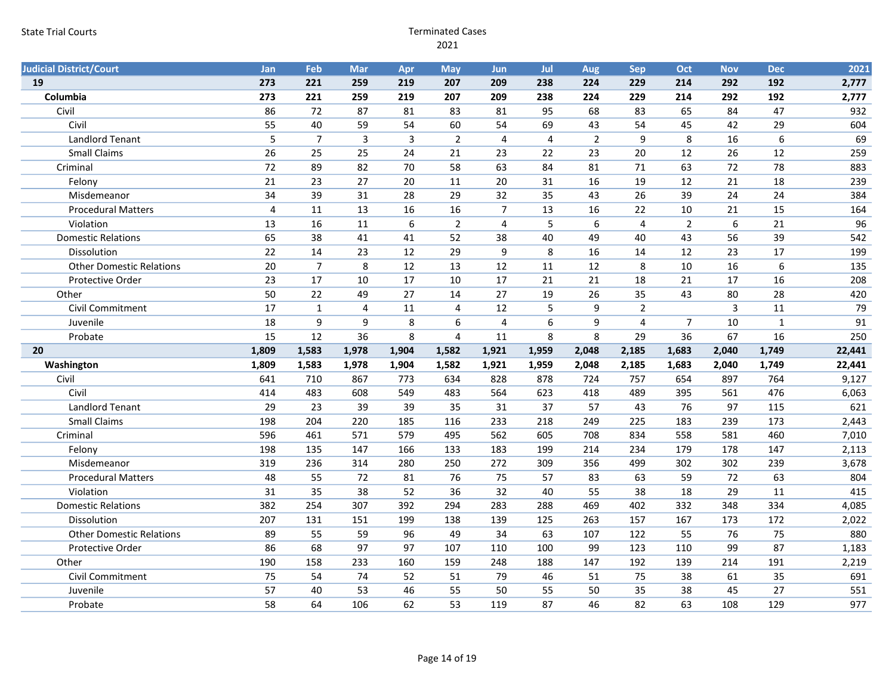State Trial Courts

Terminated Cases
2021

| Judicial District/Court | Jan | Feb | Mar | Apr | May | Jun | Jul | Aug | Sep | Oct | Nov | Dec | 2021 |
|---|---|---|---|---|---|---|---|---|---|---|---|---|---|
| **19** | **273** | **221** | **259** | **219** | **207** | **209** | **238** | **224** | **229** | **214** | **292** | **192** | **2,777** |
| **Columbia** | **273** | **221** | **259** | **219** | **207** | **209** | **238** | **224** | **229** | **214** | **292** | **192** | **2,777** |
| Civil | 86 | 72 | 87 | 81 | 83 | 81 | 95 | 68 | 83 | 65 | 84 | 47 | 932 |
| Civil | 55 | 40 | 59 | 54 | 60 | 54 | 69 | 43 | 54 | 45 | 42 | 29 | 604 |
| Landlord Tenant | 5 | 7 | 3 | 3 | 2 | 4 | 4 | 2 | 9 | 8 | 16 | 6 | 69 |
| Small Claims | 26 | 25 | 25 | 24 | 21 | 23 | 22 | 23 | 20 | 12 | 26 | 12 | 259 |
| Criminal | 72 | 89 | 82 | 70 | 58 | 63 | 84 | 81 | 71 | 63 | 72 | 78 | 883 |
| Felony | 21 | 23 | 27 | 20 | 11 | 20 | 31 | 16 | 19 | 12 | 21 | 18 | 239 |
| Misdemeanor | 34 | 39 | 31 | 28 | 29 | 32 | 35 | 43 | 26 | 39 | 24 | 24 | 384 |
| Procedural Matters | 4 | 11 | 13 | 16 | 16 | 7 | 13 | 16 | 22 | 10 | 21 | 15 | 164 |
| Violation | 13 | 16 | 11 | 6 | 2 | 4 | 5 | 6 | 4 | 2 | 6 | 21 | 96 |
| Domestic Relations | 65 | 38 | 41 | 41 | 52 | 38 | 40 | 49 | 40 | 43 | 56 | 39 | 542 |
| Dissolution | 22 | 14 | 23 | 12 | 29 | 9 | 8 | 16 | 14 | 12 | 23 | 17 | 199 |
| Other Domestic Relations | 20 | 7 | 8 | 12 | 13 | 12 | 11 | 12 | 8 | 10 | 16 | 6 | 135 |
| Protective Order | 23 | 17 | 10 | 17 | 10 | 17 | 21 | 21 | 18 | 21 | 17 | 16 | 208 |
| Other | 50 | 22 | 49 | 27 | 14 | 27 | 19 | 26 | 35 | 43 | 80 | 28 | 420 |
| Civil Commitment | 17 | 1 | 4 | 11 | 4 | 12 | 5 | 9 | 2 | | 3 | 11 | 79 |
| Juvenile | 18 | 9 | 9 | 8 | 6 | 4 | 6 | 9 | 4 | 7 | 10 | 1 | 91 |
| Probate | 15 | 12 | 36 | 8 | 4 | 11 | 8 | 8 | 29 | 36 | 67 | 16 | 250 |
| **20** | **1,809** | **1,583** | **1,978** | **1,904** | **1,582** | **1,921** | **1,959** | **2,048** | **2,185** | **1,683** | **2,040** | **1,749** | **22,441** |
| **Washington** | **1,809** | **1,583** | **1,978** | **1,904** | **1,582** | **1,921** | **1,959** | **2,048** | **2,185** | **1,683** | **2,040** | **1,749** | **22,441** |
| Civil | 641 | 710 | 867 | 773 | 634 | 828 | 878 | 724 | 757 | 654 | 897 | 764 | 9,127 |
| Civil | 414 | 483 | 608 | 549 | 483 | 564 | 623 | 418 | 489 | 395 | 561 | 476 | 6,063 |
| Landlord Tenant | 29 | 23 | 39 | 39 | 35 | 31 | 37 | 57 | 43 | 76 | 97 | 115 | 621 |
| Small Claims | 198 | 204 | 220 | 185 | 116 | 233 | 218 | 249 | 225 | 183 | 239 | 173 | 2,443 |
| Criminal | 596 | 461 | 571 | 579 | 495 | 562 | 605 | 708 | 834 | 558 | 581 | 460 | 7,010 |
| Felony | 198 | 135 | 147 | 166 | 133 | 183 | 199 | 214 | 234 | 179 | 178 | 147 | 2,113 |
| Misdemeanor | 319 | 236 | 314 | 280 | 250 | 272 | 309 | 356 | 499 | 302 | 302 | 239 | 3,678 |
| Procedural Matters | 48 | 55 | 72 | 81 | 76 | 75 | 57 | 83 | 63 | 59 | 72 | 63 | 804 |
| Violation | 31 | 35 | 38 | 52 | 36 | 32 | 40 | 55 | 38 | 18 | 29 | 11 | 415 |
| Domestic Relations | 382 | 254 | 307 | 392 | 294 | 283 | 288 | 469 | 402 | 332 | 348 | 334 | 4,085 |
| Dissolution | 207 | 131 | 151 | 199 | 138 | 139 | 125 | 263 | 157 | 167 | 173 | 172 | 2,022 |
| Other Domestic Relations | 89 | 55 | 59 | 96 | 49 | 34 | 63 | 107 | 122 | 55 | 76 | 75 | 880 |
| Protective Order | 86 | 68 | 97 | 97 | 107 | 110 | 100 | 99 | 123 | 110 | 99 | 87 | 1,183 |
| Other | 190 | 158 | 233 | 160 | 159 | 248 | 188 | 147 | 192 | 139 | 214 | 191 | 2,219 |
| Civil Commitment | 75 | 54 | 74 | 52 | 51 | 79 | 46 | 51 | 75 | 38 | 61 | 35 | 691 |
| Juvenile | 57 | 40 | 53 | 46 | 55 | 50 | 55 | 50 | 35 | 38 | 45 | 27 | 551 |
| Probate | 58 | 64 | 106 | 62 | 53 | 119 | 87 | 46 | 82 | 63 | 108 | 129 | 977 |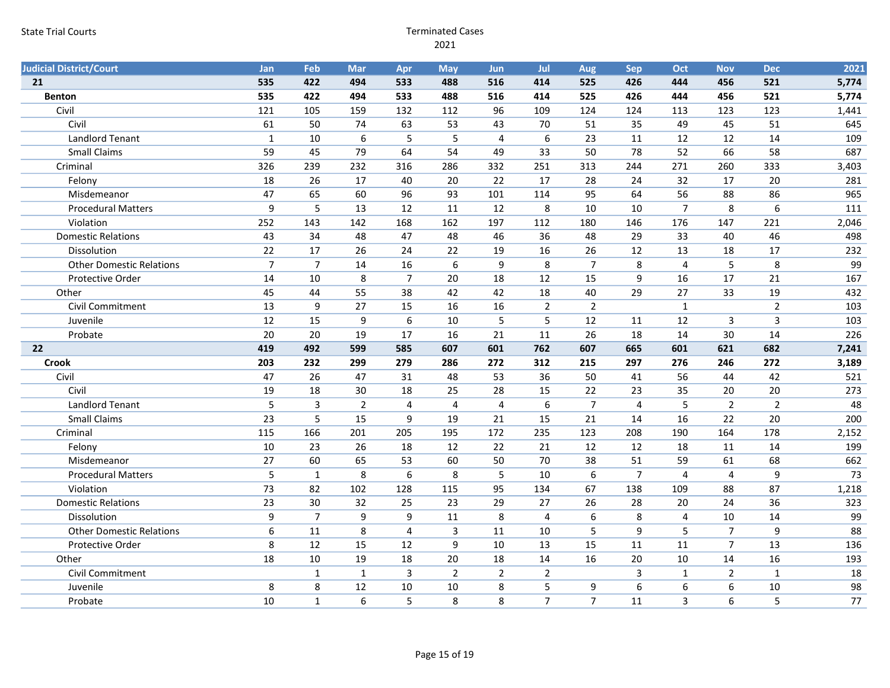State Trial Courts

Terminated Cases
2021

| Judicial District/Court | Jan | Feb | Mar | Apr | May | Jun | Jul | Aug | Sep | Oct | Nov | Dec | 2021 |
|---|---|---|---|---|---|---|---|---|---|---|---|---|---|
| **21** | **535** | **422** | **494** | **533** | **488** | **516** | **414** | **525** | **426** | **444** | **456** | **521** | **5,774** |
| **Benton** | **535** | **422** | **494** | **533** | **488** | **516** | **414** | **525** | **426** | **444** | **456** | **521** | **5,774** |
| Civil | 121 | 105 | 159 | 132 | 112 | 96 | 109 | 124 | 124 | 113 | 123 | 123 | 1,441 |
| Civil | 61 | 50 | 74 | 63 | 53 | 43 | 70 | 51 | 35 | 49 | 45 | 51 | 645 |
| Landlord Tenant | 1 | 10 | 6 | 5 | 5 | 4 | 6 | 23 | 11 | 12 | 12 | 14 | 109 |
| Small Claims | 59 | 45 | 79 | 64 | 54 | 49 | 33 | 50 | 78 | 52 | 66 | 58 | 687 |
| Criminal | 326 | 239 | 232 | 316 | 286 | 332 | 251 | 313 | 244 | 271 | 260 | 333 | 3,403 |
| Felony | 18 | 26 | 17 | 40 | 20 | 22 | 17 | 28 | 24 | 32 | 17 | 20 | 281 |
| Misdemeanor | 47 | 65 | 60 | 96 | 93 | 101 | 114 | 95 | 64 | 56 | 88 | 86 | 965 |
| Procedural Matters | 9 | 5 | 13 | 12 | 11 | 12 | 8 | 10 | 10 | 7 | 8 | 6 | 111 |
| Violation | 252 | 143 | 142 | 168 | 162 | 197 | 112 | 180 | 146 | 176 | 147 | 221 | 2,046 |
| Domestic Relations | 43 | 34 | 48 | 47 | 48 | 46 | 36 | 48 | 29 | 33 | 40 | 46 | 498 |
| Dissolution | 22 | 17 | 26 | 24 | 22 | 19 | 16 | 26 | 12 | 13 | 18 | 17 | 232 |
| Other Domestic Relations | 7 | 7 | 14 | 16 | 6 | 9 | 8 | 7 | 8 | 4 | 5 | 8 | 99 |
| Protective Order | 14 | 10 | 8 | 7 | 20 | 18 | 12 | 15 | 9 | 16 | 17 | 21 | 167 |
| Other | 45 | 44 | 55 | 38 | 42 | 42 | 18 | 40 | 29 | 27 | 33 | 19 | 432 |
| Civil Commitment | 13 | 9 | 27 | 15 | 16 | 16 | 2 | 2 |  | 1 |  | 2 | 103 |
| Juvenile | 12 | 15 | 9 | 6 | 10 | 5 | 5 | 12 | 11 | 12 | 3 | 3 | 103 |
| Probate | 20 | 20 | 19 | 17 | 16 | 21 | 11 | 26 | 18 | 14 | 30 | 14 | 226 |
| **22** | **419** | **492** | **599** | **585** | **607** | **601** | **762** | **607** | **665** | **601** | **621** | **682** | **7,241** |
| **Crook** | **203** | **232** | **299** | **279** | **286** | **272** | **312** | **215** | **297** | **276** | **246** | **272** | **3,189** |
| Civil | 47 | 26 | 47 | 31 | 48 | 53 | 36 | 50 | 41 | 56 | 44 | 42 | 521 |
| Civil | 19 | 18 | 30 | 18 | 25 | 28 | 15 | 22 | 23 | 35 | 20 | 20 | 273 |
| Landlord Tenant | 5 | 3 | 2 | 4 | 4 | 4 | 6 | 7 | 4 | 5 | 2 | 2 | 48 |
| Small Claims | 23 | 5 | 15 | 9 | 19 | 21 | 15 | 21 | 14 | 16 | 22 | 20 | 200 |
| Criminal | 115 | 166 | 201 | 205 | 195 | 172 | 235 | 123 | 208 | 190 | 164 | 178 | 2,152 |
| Felony | 10 | 23 | 26 | 18 | 12 | 22 | 21 | 12 | 12 | 18 | 11 | 14 | 199 |
| Misdemeanor | 27 | 60 | 65 | 53 | 60 | 50 | 70 | 38 | 51 | 59 | 61 | 68 | 662 |
| Procedural Matters | 5 | 1 | 8 | 6 | 8 | 5 | 10 | 6 | 7 | 4 | 4 | 9 | 73 |
| Violation | 73 | 82 | 102 | 128 | 115 | 95 | 134 | 67 | 138 | 109 | 88 | 87 | 1,218 |
| Domestic Relations | 23 | 30 | 32 | 25 | 23 | 29 | 27 | 26 | 28 | 20 | 24 | 36 | 323 |
| Dissolution | 9 | 7 | 9 | 9 | 11 | 8 | 4 | 6 | 8 | 4 | 10 | 14 | 99 |
| Other Domestic Relations | 6 | 11 | 8 | 4 | 3 | 11 | 10 | 5 | 9 | 5 | 7 | 9 | 88 |
| Protective Order | 8 | 12 | 15 | 12 | 9 | 10 | 13 | 15 | 11 | 11 | 7 | 13 | 136 |
| Other | 18 | 10 | 19 | 18 | 20 | 18 | 14 | 16 | 20 | 10 | 14 | 16 | 193 |
| Civil Commitment |  | 1 | 1 | 3 | 2 | 2 | 2 |  | 3 | 1 | 2 | 1 | 18 |
| Juvenile | 8 | 8 | 12 | 10 | 10 | 8 | 5 | 9 | 6 | 6 | 6 | 10 | 98 |
| Probate | 10 | 1 | 6 | 5 | 8 | 8 | 7 | 7 | 11 | 3 | 6 | 5 | 77 |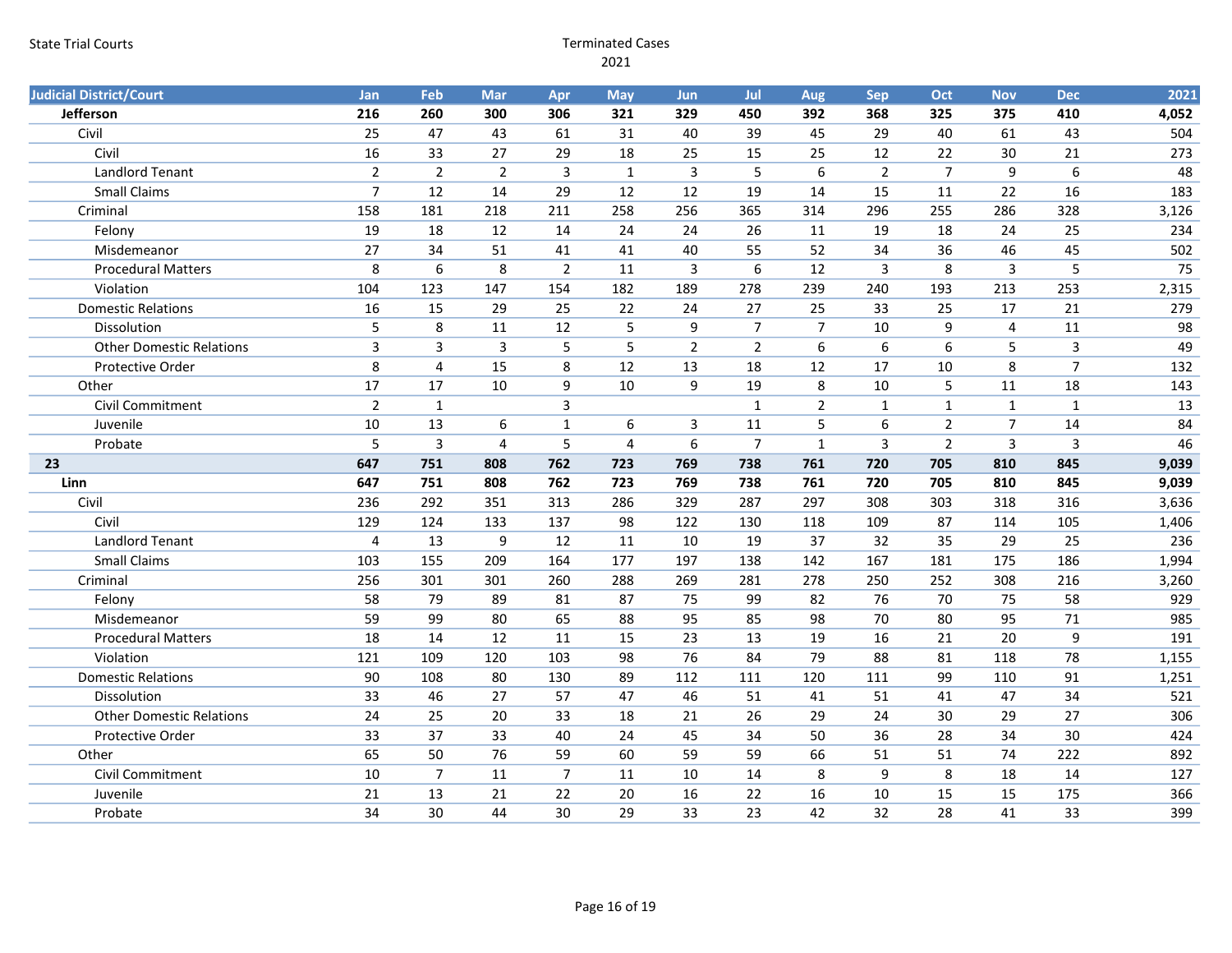State Trial Courts

Terminated Cases

2021

| Judicial District/Court | Jan | Feb | Mar | Apr | May | Jun | Jul | Aug | Sep | Oct | Nov | Dec | 2021 |
|---|---|---|---|---|---|---|---|---|---|---|---|---|---|
| **Jefferson** | **216** | **260** | **300** | **306** | **321** | **329** | **450** | **392** | **368** | **325** | **375** | **410** | **4,052** |
| Civil | 25 | 47 | 43 | 61 | 31 | 40 | 39 | 45 | 29 | 40 | 61 | 43 | 504 |
| Civil | 16 | 33 | 27 | 29 | 18 | 25 | 15 | 25 | 12 | 22 | 30 | 21 | 273 |
| Landlord Tenant | 2 | 2 | 2 | 3 | 1 | 3 | 5 | 6 | 2 | 7 | 9 | 6 | 48 |
| Small Claims | 7 | 12 | 14 | 29 | 12 | 12 | 19 | 14 | 15 | 11 | 22 | 16 | 183 |
| Criminal | 158 | 181 | 218 | 211 | 258 | 256 | 365 | 314 | 296 | 255 | 286 | 328 | 3,126 |
| Felony | 19 | 18 | 12 | 14 | 24 | 24 | 26 | 11 | 19 | 18 | 24 | 25 | 234 |
| Misdemeanor | 27 | 34 | 51 | 41 | 41 | 40 | 55 | 52 | 34 | 36 | 46 | 45 | 502 |
| Procedural Matters | 8 | 6 | 8 | 2 | 11 | 3 | 6 | 12 | 3 | 8 | 3 | 5 | 75 |
| Violation | 104 | 123 | 147 | 154 | 182 | 189 | 278 | 239 | 240 | 193 | 213 | 253 | 2,315 |
| Domestic Relations | 16 | 15 | 29 | 25 | 22 | 24 | 27 | 25 | 33 | 25 | 17 | 21 | 279 |
| Dissolution | 5 | 8 | 11 | 12 | 5 | 9 | 7 | 7 | 10 | 9 | 4 | 11 | 98 |
| Other Domestic Relations | 3 | 3 | 3 | 5 | 5 | 2 | 2 | 6 | 6 | 6 | 5 | 3 | 49 |
| Protective Order | 8 | 4 | 15 | 8 | 12 | 13 | 18 | 12 | 17 | 10 | 8 | 7 | 132 |
| Other | 17 | 17 | 10 | 9 | 10 | 9 | 19 | 8 | 10 | 5 | 11 | 18 | 143 |
| Civil Commitment | 2 | 1 |  | 3 |  |  | 1 | 2 | 1 | 1 | 1 | 1 | 13 |
| Juvenile | 10 | 13 | 6 | 1 | 6 | 3 | 11 | 5 | 6 | 2 | 7 | 14 | 84 |
| Probate | 5 | 3 | 4 | 5 | 4 | 6 | 7 | 1 | 3 | 2 | 3 | 3 | 46 |
| **23** | **647** | **751** | **808** | **762** | **723** | **769** | **738** | **761** | **720** | **705** | **810** | **845** | **9,039** |
| **Linn** | **647** | **751** | **808** | **762** | **723** | **769** | **738** | **761** | **720** | **705** | **810** | **845** | **9,039** |
| Civil | 236 | 292 | 351 | 313 | 286 | 329 | 287 | 297 | 308 | 303 | 318 | 316 | 3,636 |
| Civil | 129 | 124 | 133 | 137 | 98 | 122 | 130 | 118 | 109 | 87 | 114 | 105 | 1,406 |
| Landlord Tenant | 4 | 13 | 9 | 12 | 11 | 10 | 19 | 37 | 32 | 35 | 29 | 25 | 236 |
| Small Claims | 103 | 155 | 209 | 164 | 177 | 197 | 138 | 142 | 167 | 181 | 175 | 186 | 1,994 |
| Criminal | 256 | 301 | 301 | 260 | 288 | 269 | 281 | 278 | 250 | 252 | 308 | 216 | 3,260 |
| Felony | 58 | 79 | 89 | 81 | 87 | 75 | 99 | 82 | 76 | 70 | 75 | 58 | 929 |
| Misdemeanor | 59 | 99 | 80 | 65 | 88 | 95 | 85 | 98 | 70 | 80 | 95 | 71 | 985 |
| Procedural Matters | 18 | 14 | 12 | 11 | 15 | 23 | 13 | 19 | 16 | 21 | 20 | 9 | 191 |
| Violation | 121 | 109 | 120 | 103 | 98 | 76 | 84 | 79 | 88 | 81 | 118 | 78 | 1,155 |
| Domestic Relations | 90 | 108 | 80 | 130 | 89 | 112 | 111 | 120 | 111 | 99 | 110 | 91 | 1,251 |
| Dissolution | 33 | 46 | 27 | 57 | 47 | 46 | 51 | 41 | 51 | 41 | 47 | 34 | 521 |
| Other Domestic Relations | 24 | 25 | 20 | 33 | 18 | 21 | 26 | 29 | 24 | 30 | 29 | 27 | 306 |
| Protective Order | 33 | 37 | 33 | 40 | 24 | 45 | 34 | 50 | 36 | 28 | 34 | 30 | 424 |
| Other | 65 | 50 | 76 | 59 | 60 | 59 | 59 | 66 | 51 | 51 | 74 | 222 | 892 |
| Civil Commitment | 10 | 7 | 11 | 7 | 11 | 10 | 14 | 8 | 9 | 8 | 18 | 14 | 127 |
| Juvenile | 21 | 13 | 21 | 22 | 20 | 16 | 22 | 16 | 10 | 15 | 15 | 175 | 366 |
| Probate | 34 | 30 | 44 | 30 | 29 | 33 | 23 | 42 | 32 | 28 | 41 | 33 | 399 |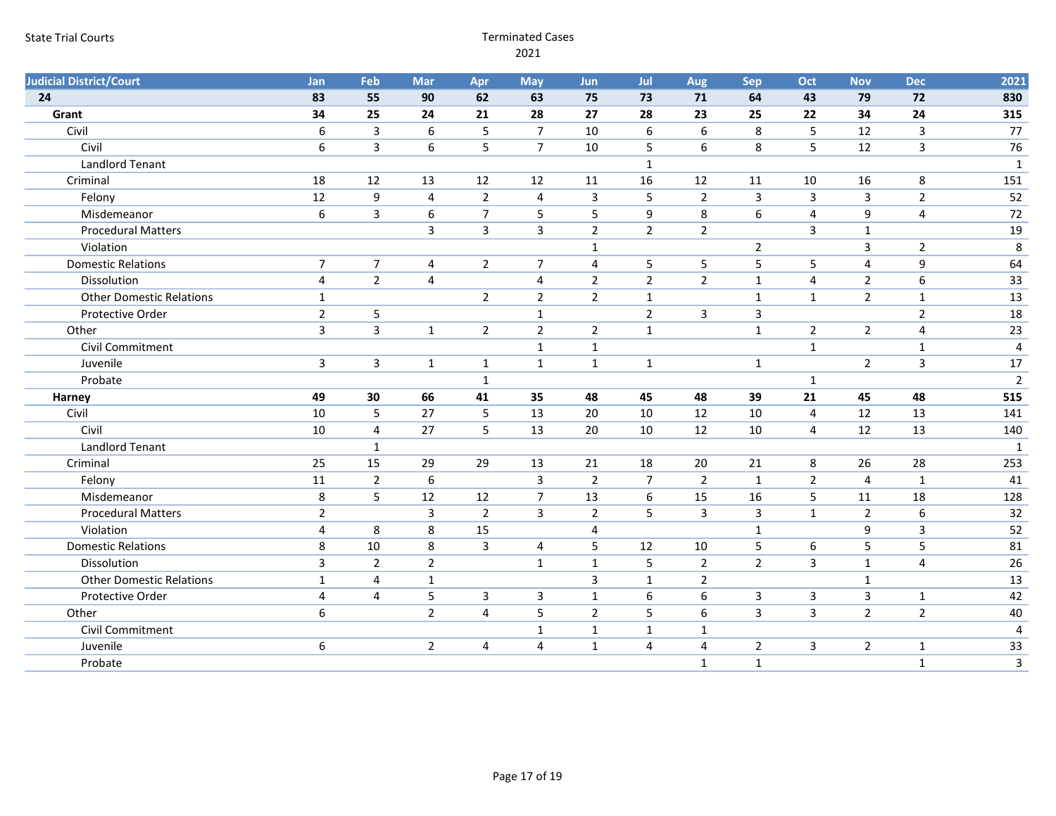State Trial Courts

Terminated Cases
2021

| Judicial District/Court | Jan | Feb | Mar | Apr | May | Jun | Jul | Aug | Sep | Oct | Nov | Dec | 2021 |
|---|---|---|---|---|---|---|---|---|---|---|---|---|---|
| **24** | **83** | **55** | **90** | **62** | **63** | **75** | **73** | **71** | **64** | **43** | **79** | **72** | **830** |
| **Grant** | **34** | **25** | **24** | **21** | **28** | **27** | **28** | **23** | **25** | **22** | **34** | **24** | **315** |
| Civil | 6 | 3 | 6 | 5 | 7 | 10 | 6 | 6 | 8 | 5 | 12 | 3 | 77 |
| Civil | 6 | 3 | 6 | 5 | 7 | 10 | 5 | 6 | 8 | 5 | 12 | 3 | 76 |
| Landlord Tenant | | | | | | | 1 | | | | | | 1 |
| Criminal | 18 | 12 | 13 | 12 | 12 | 11 | 16 | 12 | 11 | 10 | 16 | 8 | 151 |
| Felony | 12 | 9 | 4 | 2 | 4 | 3 | 5 | 2 | 3 | 3 | 3 | 2 | 52 |
| Misdemeanor | 6 | 3 | 6 | 7 | 5 | 5 | 9 | 8 | 6 | 4 | 9 | 4 | 72 |
| Procedural Matters | | | 3 | 3 | 3 | 2 | 2 | 2 | | 3 | 1 | | 19 |
| Violation | | | | | | 1 | | | 2 | | 3 | 2 | 8 |
| Domestic Relations | 7 | 7 | 4 | 2 | 7 | 4 | 5 | 5 | 5 | 5 | 4 | 9 | 64 |
| Dissolution | 4 | 2 | 4 | | 4 | 2 | 2 | 2 | 1 | 4 | 2 | 6 | 33 |
| Other Domestic Relations | 1 | | | 2 | 2 | 2 | 1 | | 1 | 1 | 2 | 1 | 13 |
| Protective Order | 2 | 5 | | | 1 | | 2 | 3 | 3 | | | 2 | 18 |
| Other | 3 | 3 | 1 | 2 | 2 | 2 | 1 | | 1 | 2 | 2 | 4 | 23 |
| Civil Commitment | | | | | 1 | 1 | | | | 1 | | 1 | 4 |
| Juvenile | 3 | 3 | 1 | 1 | 1 | 1 | 1 | | 1 | | 2 | 3 | 17 |
| Probate | | | | 1 | | | | | | 1 | | | 2 |
| **Harney** | **49** | **30** | **66** | **41** | **35** | **48** | **45** | **48** | **39** | **21** | **45** | **48** | **515** |
| Civil | 10 | 5 | 27 | 5 | 13 | 20 | 10 | 12 | 10 | 4 | 12 | 13 | 141 |
| Civil | 10 | 4 | 27 | 5 | 13 | 20 | 10 | 12 | 10 | 4 | 12 | 13 | 140 |
| Landlord Tenant | | 1 | | | | | | | | | | | 1 |
| Criminal | 25 | 15 | 29 | 29 | 13 | 21 | 18 | 20 | 21 | 8 | 26 | 28 | 253 |
| Felony | 11 | 2 | 6 | | 3 | 2 | 7 | 2 | 1 | 2 | 4 | 1 | 41 |
| Misdemeanor | 8 | 5 | 12 | 12 | 7 | 13 | 6 | 15 | 16 | 5 | 11 | 18 | 128 |
| Procedural Matters | 2 | | 3 | 2 | 3 | 2 | 5 | 3 | 3 | 1 | 2 | 6 | 32 |
| Violation | 4 | 8 | 8 | 15 | | 4 | | | 1 | | 9 | 3 | 52 |
| Domestic Relations | 8 | 10 | 8 | 3 | 4 | 5 | 12 | 10 | 5 | 6 | 5 | 5 | 81 |
| Dissolution | 3 | 2 | 2 | | 1 | 1 | 5 | 2 | 2 | 3 | 1 | 4 | 26 |
| Other Domestic Relations | 1 | 4 | 1 | | | 3 | 1 | 2 | | | 1 | | 13 |
| Protective Order | 4 | 4 | 5 | 3 | 3 | 1 | 6 | 6 | 3 | 3 | 3 | 1 | 42 |
| Other | 6 | | 2 | 4 | 5 | 2 | 5 | 6 | 3 | 3 | 2 | 2 | 40 |
| Civil Commitment | | | | | 1 | 1 | 1 | 1 | | | | | 4 |
| Juvenile | 6 | | 2 | 4 | 4 | 1 | 4 | 4 | 2 | 3 | 2 | 1 | 33 |
| Probate | | | | | | | | 1 | 1 | | | 1 | 3 |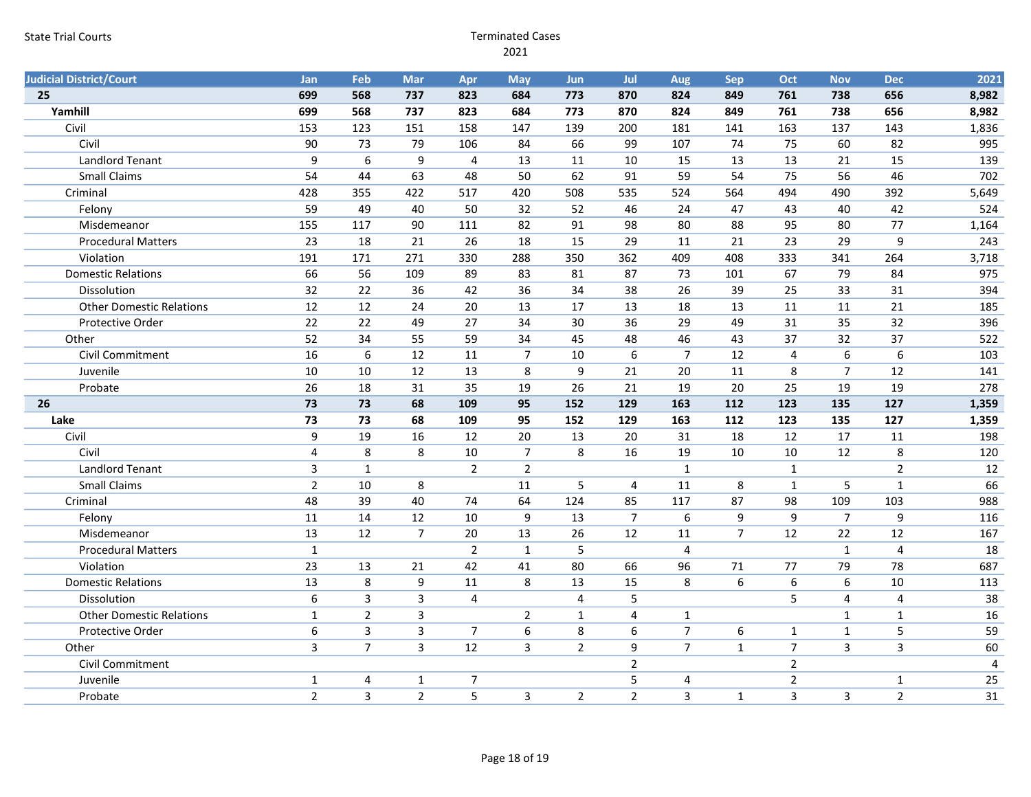State Trial Courts

Terminated Cases
2021

| Judicial District/Court | Jan | Feb | Mar | Apr | May | Jun | Jul | Aug | Sep | Oct | Nov | Dec | 2021 |
|---|---|---|---|---|---|---|---|---|---|---|---|---|---|
| **25** | **699** | **568** | **737** | **823** | **684** | **773** | **870** | **824** | **849** | **761** | **738** | **656** | **8,982** |
| **Yamhill** | **699** | **568** | **737** | **823** | **684** | **773** | **870** | **824** | **849** | **761** | **738** | **656** | **8,982** |
| Civil | 153 | 123 | 151 | 158 | 147 | 139 | 200 | 181 | 141 | 163 | 137 | 143 | 1,836 |
| Civil | 90 | 73 | 79 | 106 | 84 | 66 | 99 | 107 | 74 | 75 | 60 | 82 | 995 |
| Landlord Tenant | 9 | 6 | 9 | 4 | 13 | 11 | 10 | 15 | 13 | 13 | 21 | 15 | 139 |
| Small Claims | 54 | 44 | 63 | 48 | 50 | 62 | 91 | 59 | 54 | 75 | 56 | 46 | 702 |
| Criminal | 428 | 355 | 422 | 517 | 420 | 508 | 535 | 524 | 564 | 494 | 490 | 392 | 5,649 |
| Felony | 59 | 49 | 40 | 50 | 32 | 52 | 46 | 24 | 47 | 43 | 40 | 42 | 524 |
| Misdemeanor | 155 | 117 | 90 | 111 | 82 | 91 | 98 | 80 | 88 | 95 | 80 | 77 | 1,164 |
| Procedural Matters | 23 | 18 | 21 | 26 | 18 | 15 | 29 | 11 | 21 | 23 | 29 | 9 | 243 |
| Violation | 191 | 171 | 271 | 330 | 288 | 350 | 362 | 409 | 408 | 333 | 341 | 264 | 3,718 |
| Domestic Relations | 66 | 56 | 109 | 89 | 83 | 81 | 87 | 73 | 101 | 67 | 79 | 84 | 975 |
| Dissolution | 32 | 22 | 36 | 42 | 36 | 34 | 38 | 26 | 39 | 25 | 33 | 31 | 394 |
| Other Domestic Relations | 12 | 12 | 24 | 20 | 13 | 17 | 13 | 18 | 13 | 11 | 11 | 21 | 185 |
| Protective Order | 22 | 22 | 49 | 27 | 34 | 30 | 36 | 29 | 49 | 31 | 35 | 32 | 396 |
| Other | 52 | 34 | 55 | 59 | 34 | 45 | 48 | 46 | 43 | 37 | 32 | 37 | 522 |
| Civil Commitment | 16 | 6 | 12 | 11 | 7 | 10 | 6 | 7 | 12 | 4 | 6 | 6 | 103 |
| Juvenile | 10 | 10 | 12 | 13 | 8 | 9 | 21 | 20 | 11 | 8 | 7 | 12 | 141 |
| Probate | 26 | 18 | 31 | 35 | 19 | 26 | 21 | 19 | 20 | 25 | 19 | 19 | 278 |
| **26** | **73** | **73** | **68** | **109** | **95** | **152** | **129** | **163** | **112** | **123** | **135** | **127** | **1,359** |
| **Lake** | **73** | **73** | **68** | **109** | **95** | **152** | **129** | **163** | **112** | **123** | **135** | **127** | **1,359** |
| Civil | 9 | 19 | 16 | 12 | 20 | 13 | 20 | 31 | 18 | 12 | 17 | 11 | 198 |
| Civil | 4 | 8 | 8 | 10 | 7 | 8 | 16 | 19 | 10 | 10 | 12 | 8 | 120 |
| Landlord Tenant | 3 | 1 | | 2 | 2 | | | 1 | | 1 | | 2 | 12 |
| Small Claims | 2 | 10 | 8 | | 11 | 5 | 4 | 11 | 8 | 1 | 5 | 1 | 66 |
| Criminal | 48 | 39 | 40 | 74 | 64 | 124 | 85 | 117 | 87 | 98 | 109 | 103 | 988 |
| Felony | 11 | 14 | 12 | 10 | 9 | 13 | 7 | 6 | 9 | 9 | 7 | 9 | 116 |
| Misdemeanor | 13 | 12 | 7 | 20 | 13 | 26 | 12 | 11 | 7 | 12 | 22 | 12 | 167 |
| Procedural Matters | 1 | | | 2 | 1 | 5 | | 4 | | | 1 | 4 | 18 |
| Violation | 23 | 13 | 21 | 42 | 41 | 80 | 66 | 96 | 71 | 77 | 79 | 78 | 687 |
| Domestic Relations | 13 | 8 | 9 | 11 | 8 | 13 | 15 | 8 | 6 | 6 | 6 | 10 | 113 |
| Dissolution | 6 | 3 | 3 | 4 | | 4 | 5 | | | 5 | 4 | 4 | 38 |
| Other Domestic Relations | 1 | 2 | 3 | | 2 | 1 | 4 | 1 | | | 1 | 1 | 16 |
| Protective Order | 6 | 3 | 3 | 7 | 6 | 8 | 6 | 7 | 6 | 1 | 1 | 5 | 59 |
| Other | 3 | 7 | 3 | 12 | 3 | 2 | 9 | 7 | 1 | 7 | 3 | 3 | 60 |
| Civil Commitment | | | | | | | 2 | | | 2 | | | 4 |
| Juvenile | 1 | 4 | 1 | 7 | | | 5 | 4 | | 2 | | 1 | 25 |
| Probate | 2 | 3 | 2 | 5 | 3 | 2 | 2 | 3 | 1 | 3 | 3 | 2 | 31 |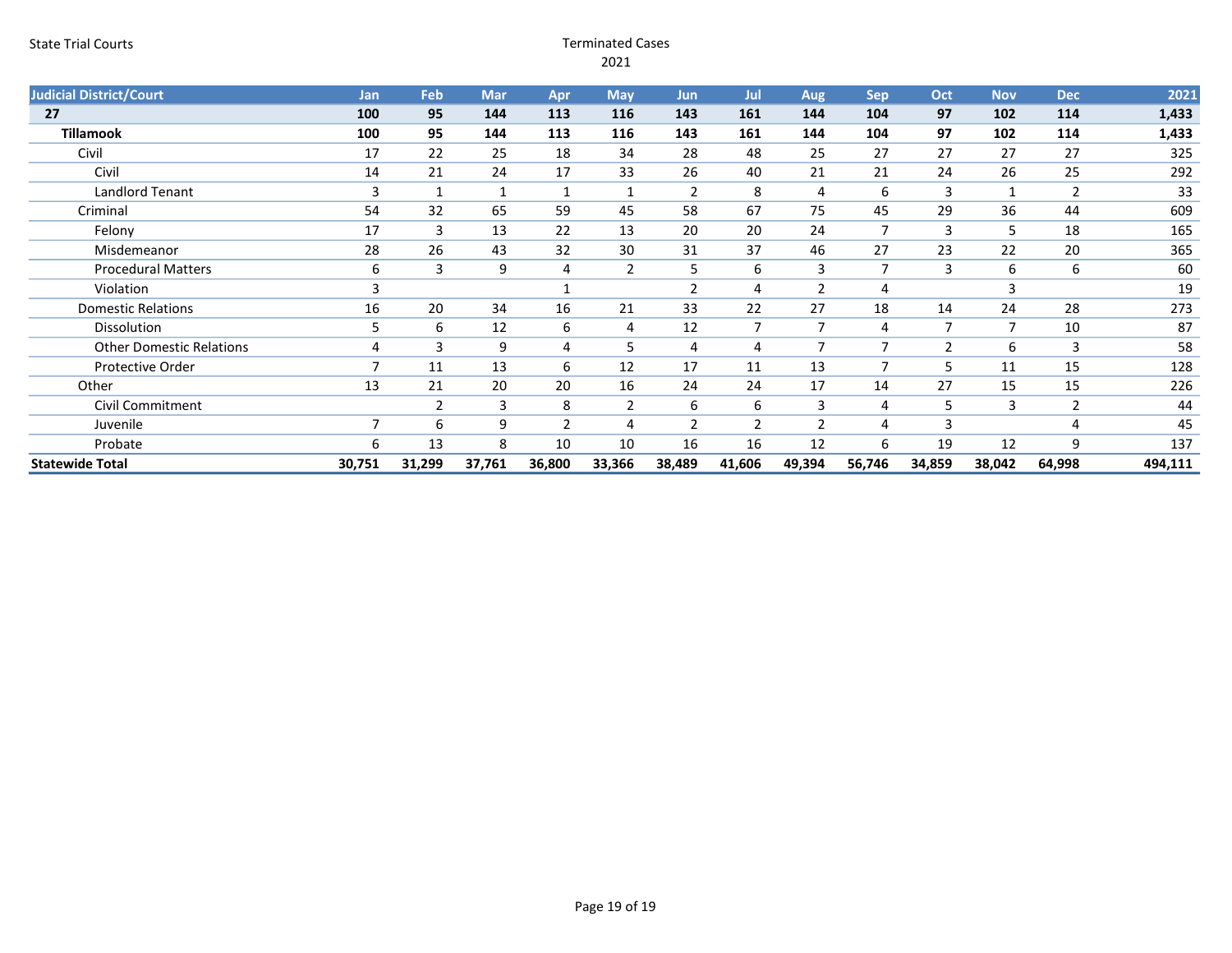State Trial Courts

# Terminated Cases
## 2021

| Judicial District/Court | Jan | Feb | Mar | Apr | May | Jun | Jul | Aug | Sep | Oct | Nov | Dec | 2021 |
|---|---|---|---|---|---|---|---|---|---|---|---|---|---|
| **27** | **100** | **95** | **144** | **113** | **116** | **143** | **161** | **144** | **104** | **97** | **102** | **114** | **1,433** |
| **Tillamook** | **100** | **95** | **144** | **113** | **116** | **143** | **161** | **144** | **104** | **97** | **102** | **114** | **1,433** |
| Civil | 17 | 22 | 25 | 18 | 34 | 28 | 48 | 25 | 27 | 27 | 27 | 27 | 325 |
| Civil | 14 | 21 | 24 | 17 | 33 | 26 | 40 | 21 | 21 | 24 | 26 | 25 | 292 |
| Landlord Tenant | 3 | 1 | 1 | 1 | 1 | 2 | 8 | 4 | 6 | 3 | 1 | 2 | 33 |
| Criminal | 54 | 32 | 65 | 59 | 45 | 58 | 67 | 75 | 45 | 29 | 36 | 44 | 609 |
| Felony | 17 | 3 | 13 | 22 | 13 | 20 | 20 | 24 | 7 | 3 | 5 | 18 | 165 |
| Misdemeanor | 28 | 26 | 43 | 32 | 30 | 31 | 37 | 46 | 27 | 23 | 22 | 20 | 365 |
| Procedural Matters | 6 | 3 | 9 | 4 | 2 | 5 | 6 | 3 | 7 | 3 | 6 | 6 | 60 |
| Violation | 3 | | | 1 | | 2 | 4 | 2 | 4 | | 3 | | 19 |
| Domestic Relations | 16 | 20 | 34 | 16 | 21 | 33 | 22 | 27 | 18 | 14 | 24 | 28 | 273 |
| Dissolution | 5 | 6 | 12 | 6 | 4 | 12 | 7 | 7 | 4 | 7 | 7 | 10 | 87 |
| Other Domestic Relations | 4 | 3 | 9 | 4 | 5 | 4 | 4 | 7 | 7 | 2 | 6 | 3 | 58 |
| Protective Order | 7 | 11 | 13 | 6 | 12 | 17 | 11 | 13 | 7 | 5 | 11 | 15 | 128 |
| Other | 13 | 21 | 20 | 20 | 16 | 24 | 24 | 17 | 14 | 27 | 15 | 15 | 226 |
| Civil Commitment | | 2 | 3 | 8 | 2 | 6 | 6 | 3 | 4 | 5 | 3 | 2 | 44 |
| Juvenile | 7 | 6 | 9 | 2 | 4 | 2 | 2 | 2 | 4 | 3 | | 4 | 45 |
| Probate | 6 | 13 | 8 | 10 | 10 | 16 | 16 | 12 | 6 | 19 | 12 | 9 | 137 |
| **Statewide Total** | **30,751** | **31,299** | **37,761** | **36,800** | **33,366** | **38,489** | **41,606** | **49,394** | **56,746** | **34,859** | **38,042** | **64,998** | **494,111** |